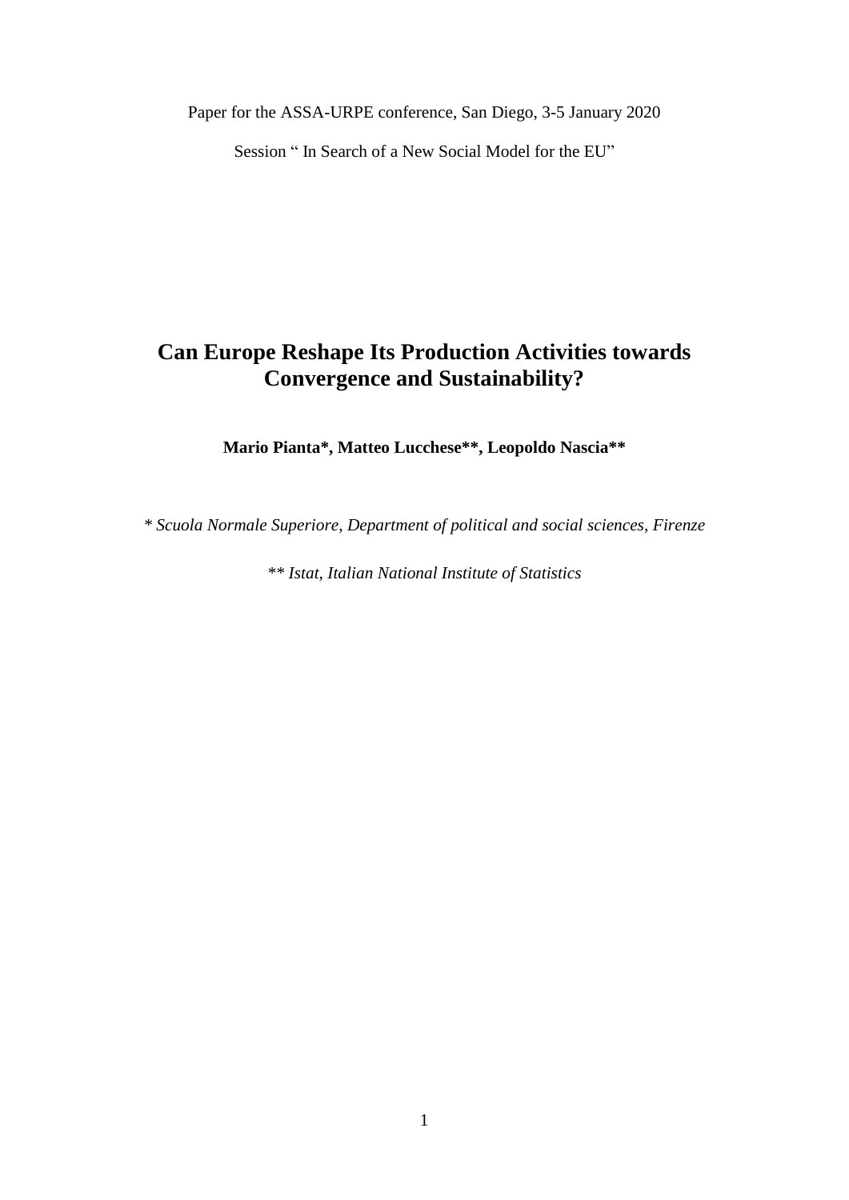Paper for the ASSA-URPE conference, San Diego, 3-5 January 2020

Session " In Search of a New Social Model for the EU"

# Can Europe Reshape Its Production Activities towards Convergence and Sustainability?

**Mario Pianta*, Matteo Lucchese**, Leopoldo Nascia****

* *Scuola Normale Superiore, Department of political and social sciences, Firenze*

** *Istat, Italian National Institute of Statistics*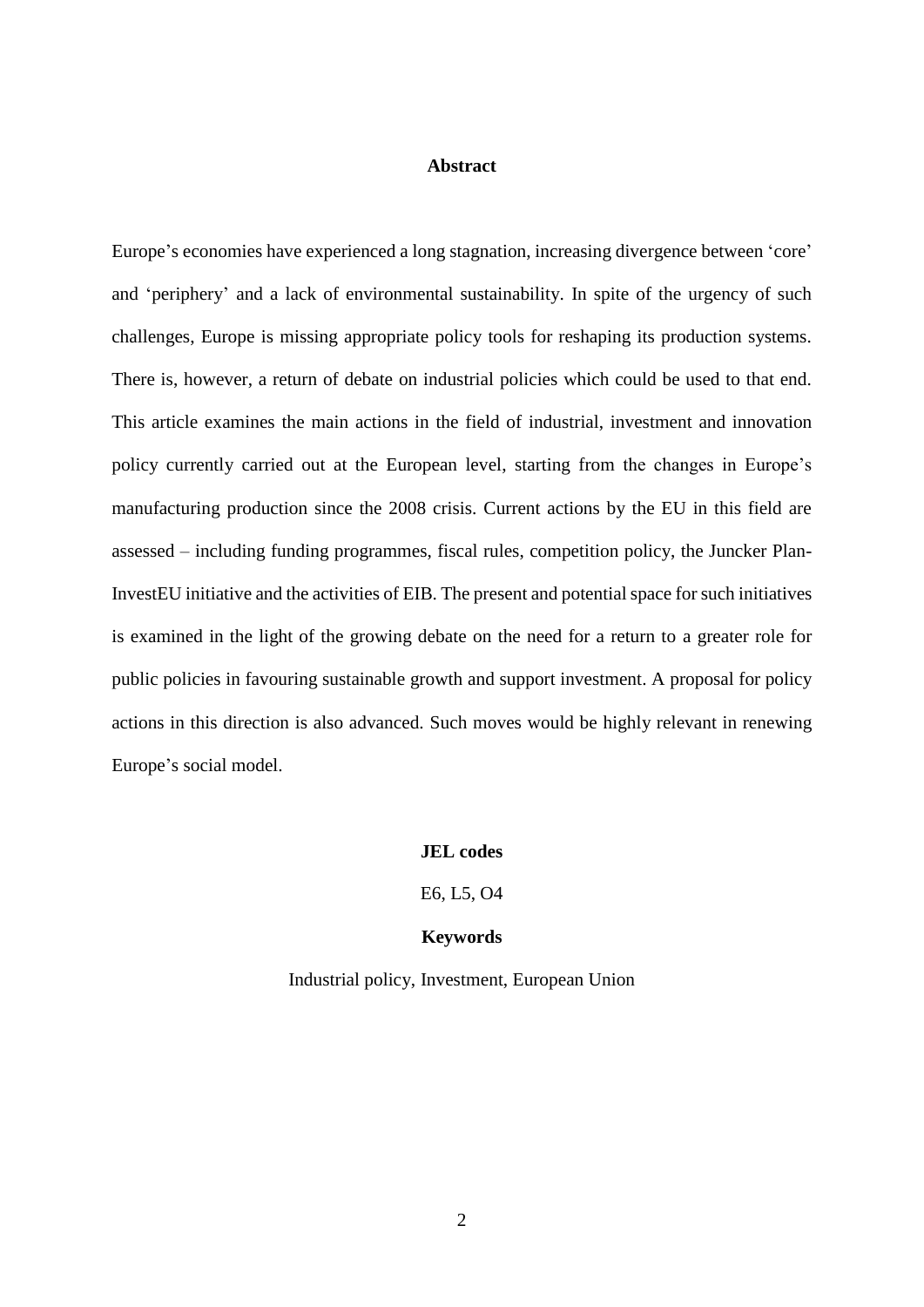## Abstract

Europe's economies have experienced a long stagnation, increasing divergence between 'core' and 'periphery' and a lack of environmental sustainability. In spite of the urgency of such challenges, Europe is missing appropriate policy tools for reshaping its production systems. There is, however, a return of debate on industrial policies which could be used to that end. This article examines the main actions in the field of industrial, investment and innovation policy currently carried out at the European level, starting from the changes in Europe's manufacturing production since the 2008 crisis. Current actions by the EU in this field are assessed – including funding programmes, fiscal rules, competition policy, the Juncker Plan-InvestEU initiative and the activities of EIB. The present and potential space for such initiatives is examined in the light of the growing debate on the need for a return to a greater role for public policies in favouring sustainable growth and support investment. A proposal for policy actions in this direction is also advanced. Such moves would be highly relevant in renewing Europe's social model.

**JEL codes**

E6, L5, O4

**Keywords**

Industrial policy, Investment, European Union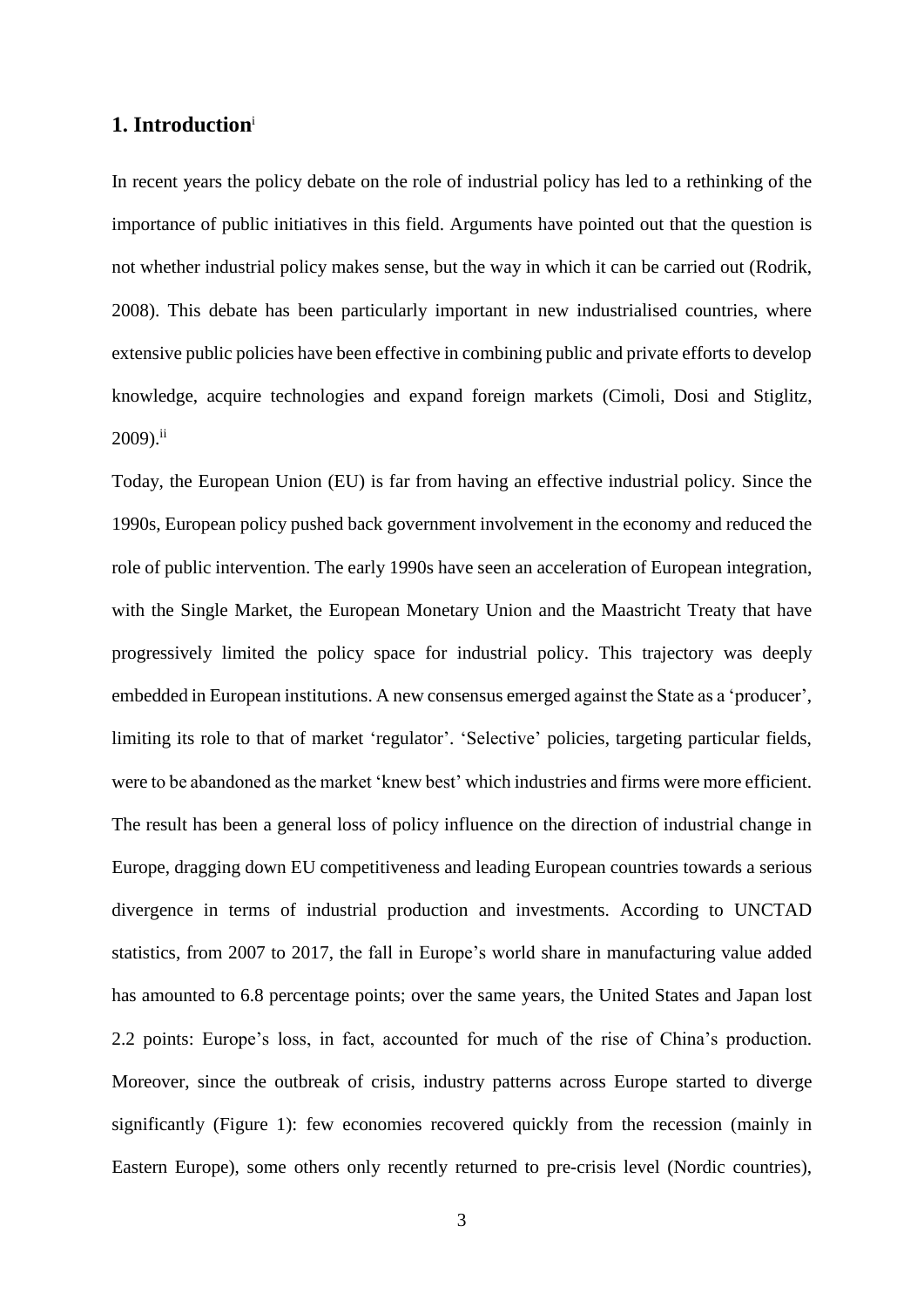## 1. Introduction[i]

In recent years the policy debate on the role of industrial policy has led to a rethinking of the importance of public initiatives in this field. Arguments have pointed out that the question is not whether industrial policy makes sense, but the way in which it can be carried out (Rodrik, 2008). This debate has been particularly important in new industrialised countries, where extensive public policies have been effective in combining public and private efforts to develop knowledge, acquire technologies and expand foreign markets (Cimoli, Dosi and Stiglitz, 2009).[ii]

Today, the European Union (EU) is far from having an effective industrial policy. Since the 1990s, European policy pushed back government involvement in the economy and reduced the role of public intervention. The early 1990s have seen an acceleration of European integration, with the Single Market, the European Monetary Union and the Maastricht Treaty that have progressively limited the policy space for industrial policy. This trajectory was deeply embedded in European institutions. A new consensus emerged against the State as a 'producer', limiting its role to that of market 'regulator'. 'Selective' policies, targeting particular fields, were to be abandoned as the market 'knew best' which industries and firms were more efficient. The result has been a general loss of policy influence on the direction of industrial change in Europe, dragging down EU competitiveness and leading European countries towards a serious divergence in terms of industrial production and investments. According to UNCTAD statistics, from 2007 to 2017, the fall in Europe's world share in manufacturing value added has amounted to 6.8 percentage points; over the same years, the United States and Japan lost 2.2 points: Europe's loss, in fact, accounted for much of the rise of China's production. Moreover, since the outbreak of crisis, industry patterns across Europe started to diverge significantly (Figure 1): few economies recovered quickly from the recession (mainly in Eastern Europe), some others only recently returned to pre-crisis level (Nordic countries),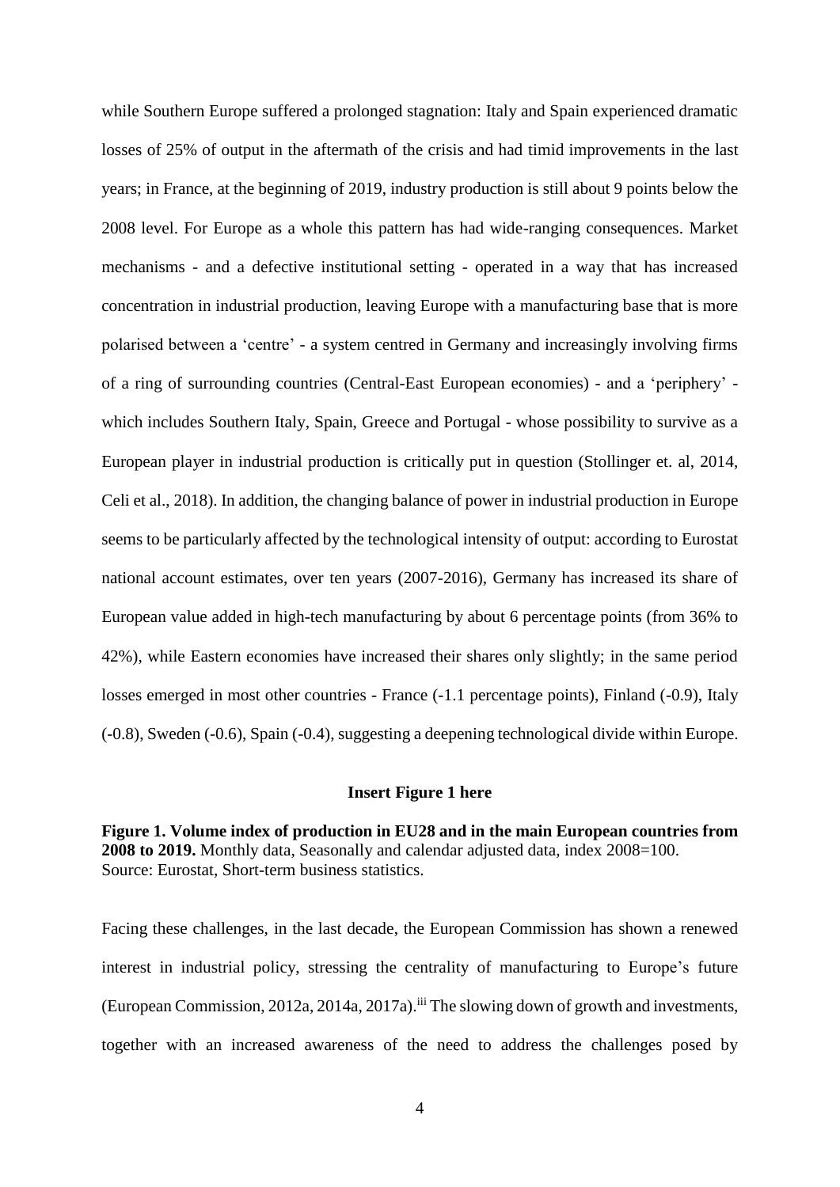while Southern Europe suffered a prolonged stagnation: Italy and Spain experienced dramatic losses of 25% of output in the aftermath of the crisis and had timid improvements in the last years; in France, at the beginning of 2019, industry production is still about 9 points below the 2008 level. For Europe as a whole this pattern has had wide-ranging consequences. Market mechanisms - and a defective institutional setting - operated in a way that has increased concentration in industrial production, leaving Europe with a manufacturing base that is more polarised between a 'centre' - a system centred in Germany and increasingly involving firms of a ring of surrounding countries (Central-East European economies) - and a 'periphery' - which includes Southern Italy, Spain, Greece and Portugal - whose possibility to survive as a European player in industrial production is critically put in question (Stollinger et. al, 2014, Celi et al., 2018). In addition, the changing balance of power in industrial production in Europe seems to be particularly affected by the technological intensity of output: according to Eurostat national account estimates, over ten years (2007-2016), Germany has increased its share of European value added in high-tech manufacturing by about 6 percentage points (from 36% to 42%), while Eastern economies have increased their shares only slightly; in the same period losses emerged in most other countries - France (-1.1 percentage points), Finland (-0.9), Italy (-0.8), Sweden (-0.6), Spain (-0.4), suggesting a deepening technological divide within Europe.

**Insert Figure 1 here**

**Figure 1. Volume index of production in EU28 and in the main European countries from 2008 to 2019.** Monthly data, Seasonally and calendar adjusted data, index 2008=100. Source: Eurostat, Short-term business statistics.

Facing these challenges, in the last decade, the European Commission has shown a renewed interest in industrial policy, stressing the centrality of manufacturing to Europe's future (European Commission, 2012a, 2014a, 2017a).[iii] The slowing down of growth and investments, together with an increased awareness of the need to address the challenges posed by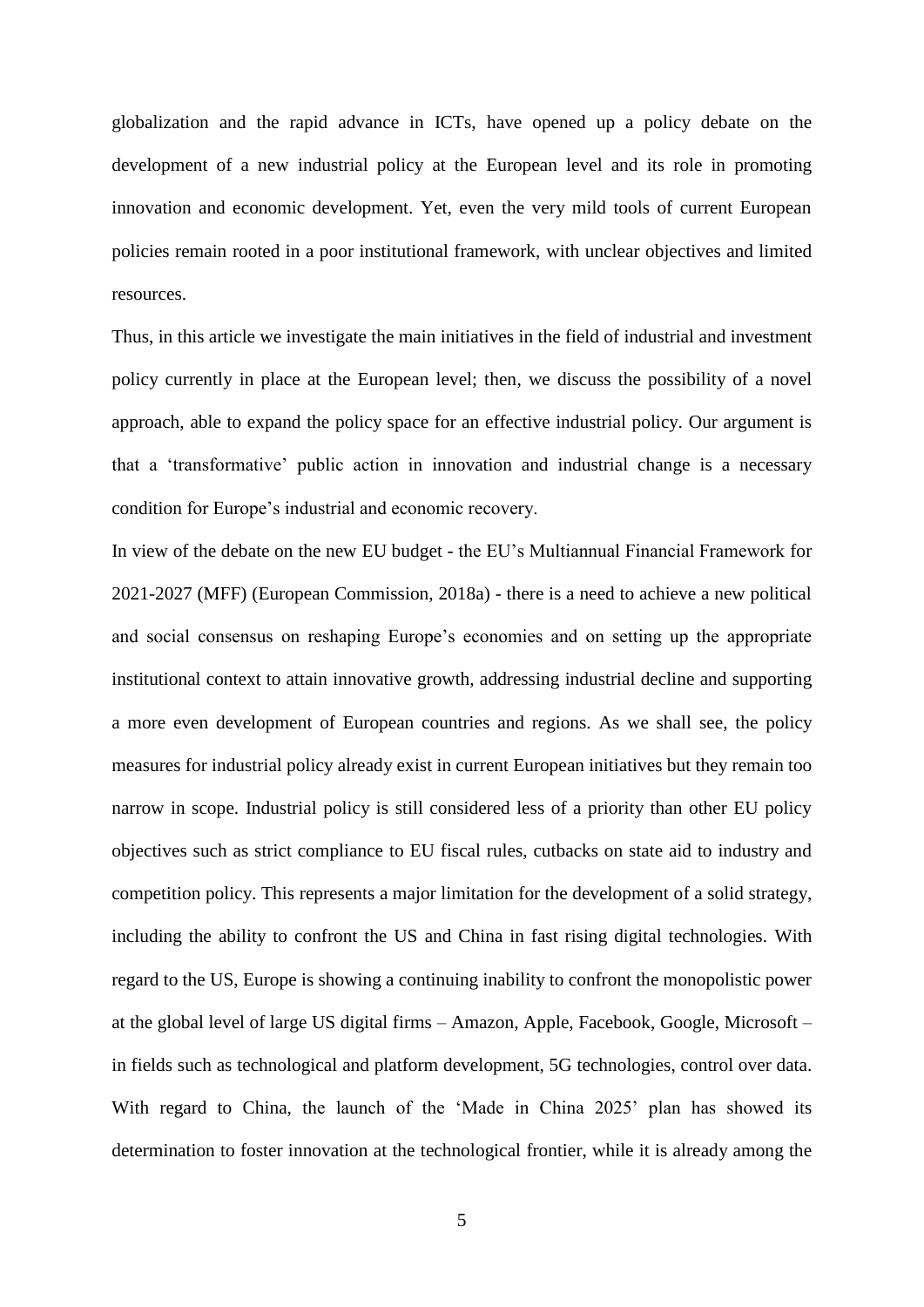globalization and the rapid advance in ICTs, have opened up a policy debate on the development of a new industrial policy at the European level and its role in promoting innovation and economic development. Yet, even the very mild tools of current European policies remain rooted in a poor institutional framework, with unclear objectives and limited resources.

Thus, in this article we investigate the main initiatives in the field of industrial and investment policy currently in place at the European level; then, we discuss the possibility of a novel approach, able to expand the policy space for an effective industrial policy. Our argument is that a 'transformative' public action in innovation and industrial change is a necessary condition for Europe's industrial and economic recovery.

In view of the debate on the new EU budget - the EU's Multiannual Financial Framework for 2021-2027 (MFF) (European Commission, 2018a) - there is a need to achieve a new political and social consensus on reshaping Europe's economies and on setting up the appropriate institutional context to attain innovative growth, addressing industrial decline and supporting a more even development of European countries and regions. As we shall see, the policy measures for industrial policy already exist in current European initiatives but they remain too narrow in scope. Industrial policy is still considered less of a priority than other EU policy objectives such as strict compliance to EU fiscal rules, cutbacks on state aid to industry and competition policy. This represents a major limitation for the development of a solid strategy, including the ability to confront the US and China in fast rising digital technologies. With regard to the US, Europe is showing a continuing inability to confront the monopolistic power at the global level of large US digital firms – Amazon, Apple, Facebook, Google, Microsoft – in fields such as technological and platform development, 5G technologies, control over data. With regard to China, the launch of the 'Made in China 2025' plan has showed its determination to foster innovation at the technological frontier, while it is already among the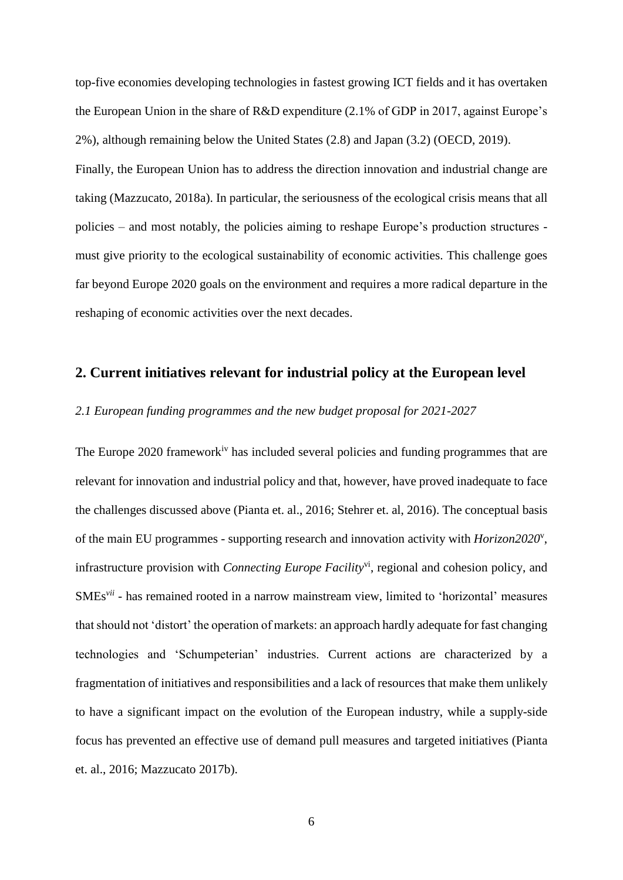top-five economies developing technologies in fastest growing ICT fields and it has overtaken the European Union in the share of R&D expenditure (2.1% of GDP in 2017, against Europe's 2%), although remaining below the United States (2.8) and Japan (3.2) (OECD, 2019).

Finally, the European Union has to address the direction innovation and industrial change are taking (Mazzucato, 2018a). In particular, the seriousness of the ecological crisis means that all policies – and most notably, the policies aiming to reshape Europe's production structures - must give priority to the ecological sustainability of economic activities. This challenge goes far beyond Europe 2020 goals on the environment and requires a more radical departure in the reshaping of economic activities over the next decades.

## 2. Current initiatives relevant for industrial policy at the European level

### *2.1 European funding programmes and the new budget proposal for 2021-2027*

The Europe 2020 framework[iv] has included several policies and funding programmes that are relevant for innovation and industrial policy and that, however, have proved inadequate to face the challenges discussed above (Pianta et. al., 2016; Stehrer et. al, 2016). The conceptual basis of the main EU programmes - supporting research and innovation activity with *Horizon2020*[v], infrastructure provision with *Connecting Europe Facility*[vi], regional and cohesion policy, and SMEs[vii] - has remained rooted in a narrow mainstream view, limited to 'horizontal' measures that should not 'distort' the operation of markets: an approach hardly adequate for fast changing technologies and 'Schumpeterian' industries. Current actions are characterized by a fragmentation of initiatives and responsibilities and a lack of resources that make them unlikely to have a significant impact on the evolution of the European industry, while a supply-side focus has prevented an effective use of demand pull measures and targeted initiatives (Pianta et. al., 2016; Mazzucato 2017b).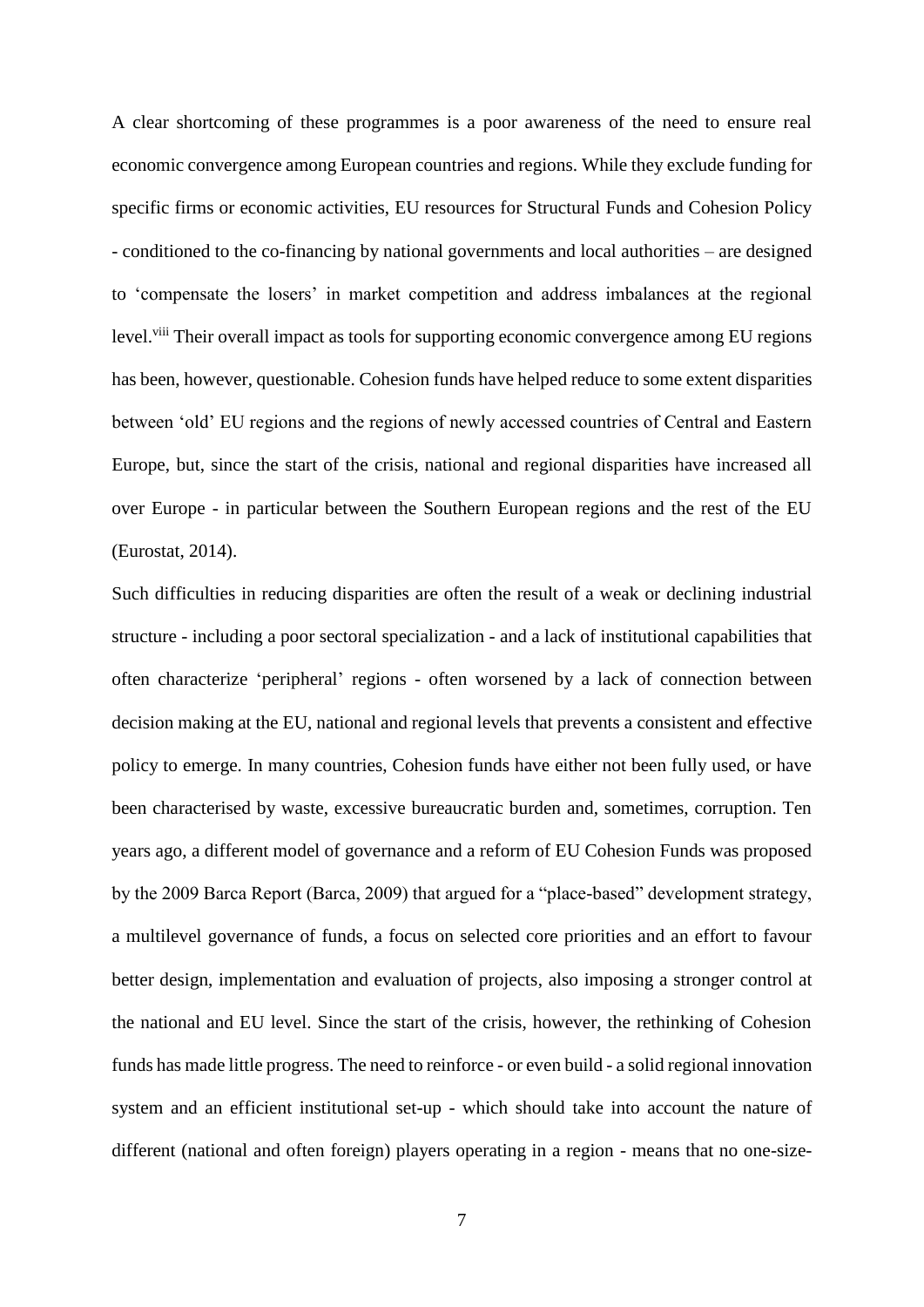A clear shortcoming of these programmes is a poor awareness of the need to ensure real economic convergence among European countries and regions. While they exclude funding for specific firms or economic activities, EU resources for Structural Funds and Cohesion Policy - conditioned to the co-financing by national governments and local authorities – are designed to 'compensate the losers' in market competition and address imbalances at the regional level.[viii] Their overall impact as tools for supporting economic convergence among EU regions has been, however, questionable. Cohesion funds have helped reduce to some extent disparities between 'old' EU regions and the regions of newly accessed countries of Central and Eastern Europe, but, since the start of the crisis, national and regional disparities have increased all over Europe - in particular between the Southern European regions and the rest of the EU (Eurostat, 2014).

Such difficulties in reducing disparities are often the result of a weak or declining industrial structure - including a poor sectoral specialization - and a lack of institutional capabilities that often characterize 'peripheral' regions - often worsened by a lack of connection between decision making at the EU, national and regional levels that prevents a consistent and effective policy to emerge. In many countries, Cohesion funds have either not been fully used, or have been characterised by waste, excessive bureaucratic burden and, sometimes, corruption. Ten years ago, a different model of governance and a reform of EU Cohesion Funds was proposed by the 2009 Barca Report (Barca, 2009) that argued for a "place-based" development strategy, a multilevel governance of funds, a focus on selected core priorities and an effort to favour better design, implementation and evaluation of projects, also imposing a stronger control at the national and EU level. Since the start of the crisis, however, the rethinking of Cohesion funds has made little progress. The need to reinforce - or even build - a solid regional innovation system and an efficient institutional set-up - which should take into account the nature of different (national and often foreign) players operating in a region - means that no one-size-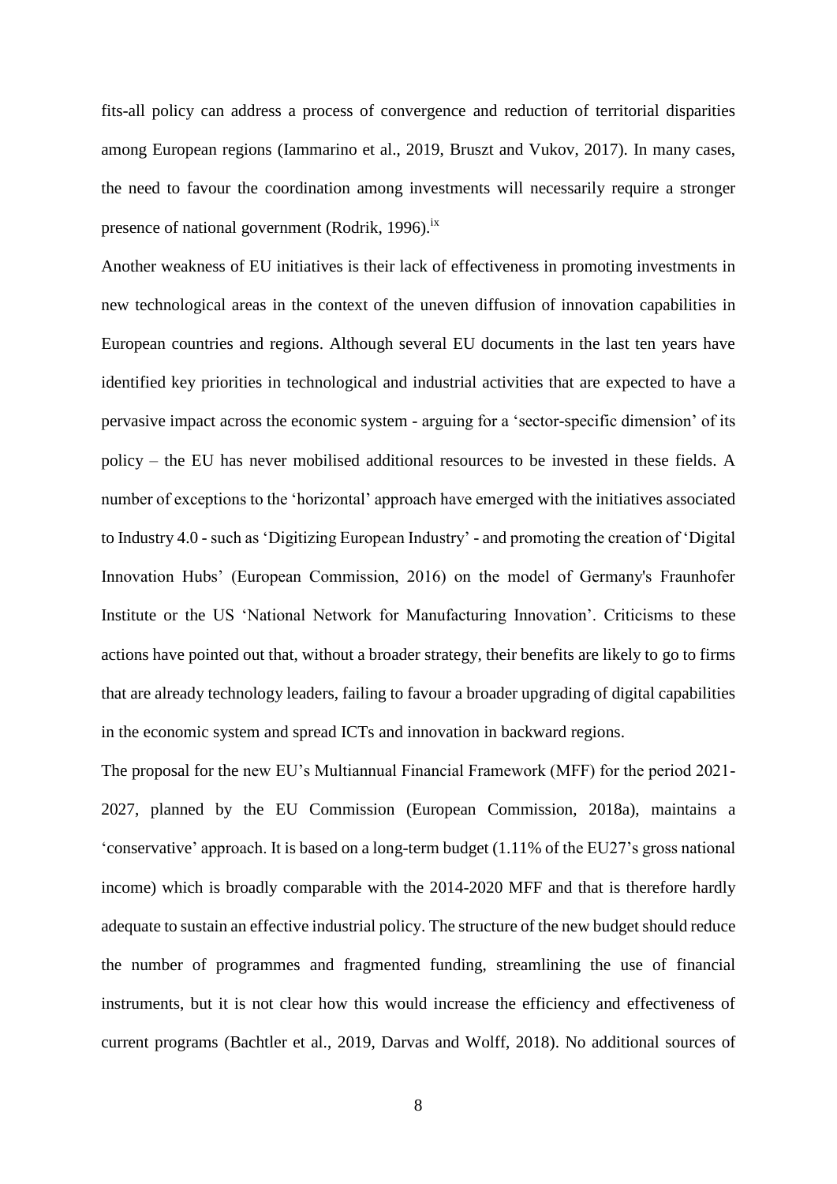fits-all policy can address a process of convergence and reduction of territorial disparities among European regions (Iammarino et al., 2019, Bruszt and Vukov, 2017). In many cases, the need to favour the coordination among investments will necessarily require a stronger presence of national government (Rodrik, 1996).[ix]

Another weakness of EU initiatives is their lack of effectiveness in promoting investments in new technological areas in the context of the uneven diffusion of innovation capabilities in European countries and regions. Although several EU documents in the last ten years have identified key priorities in technological and industrial activities that are expected to have a pervasive impact across the economic system - arguing for a 'sector-specific dimension' of its policy – the EU has never mobilised additional resources to be invested in these fields. A number of exceptions to the 'horizontal' approach have emerged with the initiatives associated to Industry 4.0 - such as 'Digitizing European Industry' - and promoting the creation of 'Digital Innovation Hubs' (European Commission, 2016) on the model of Germany's Fraunhofer Institute or the US 'National Network for Manufacturing Innovation'. Criticisms to these actions have pointed out that, without a broader strategy, their benefits are likely to go to firms that are already technology leaders, failing to favour a broader upgrading of digital capabilities in the economic system and spread ICTs and innovation in backward regions.

The proposal for the new EU's Multiannual Financial Framework (MFF) for the period 2021-2027, planned by the EU Commission (European Commission, 2018a), maintains a 'conservative' approach. It is based on a long-term budget (1.11% of the EU27's gross national income) which is broadly comparable with the 2014-2020 MFF and that is therefore hardly adequate to sustain an effective industrial policy. The structure of the new budget should reduce the number of programmes and fragmented funding, streamlining the use of financial instruments, but it is not clear how this would increase the efficiency and effectiveness of current programs (Bachtler et al., 2019, Darvas and Wolff, 2018). No additional sources of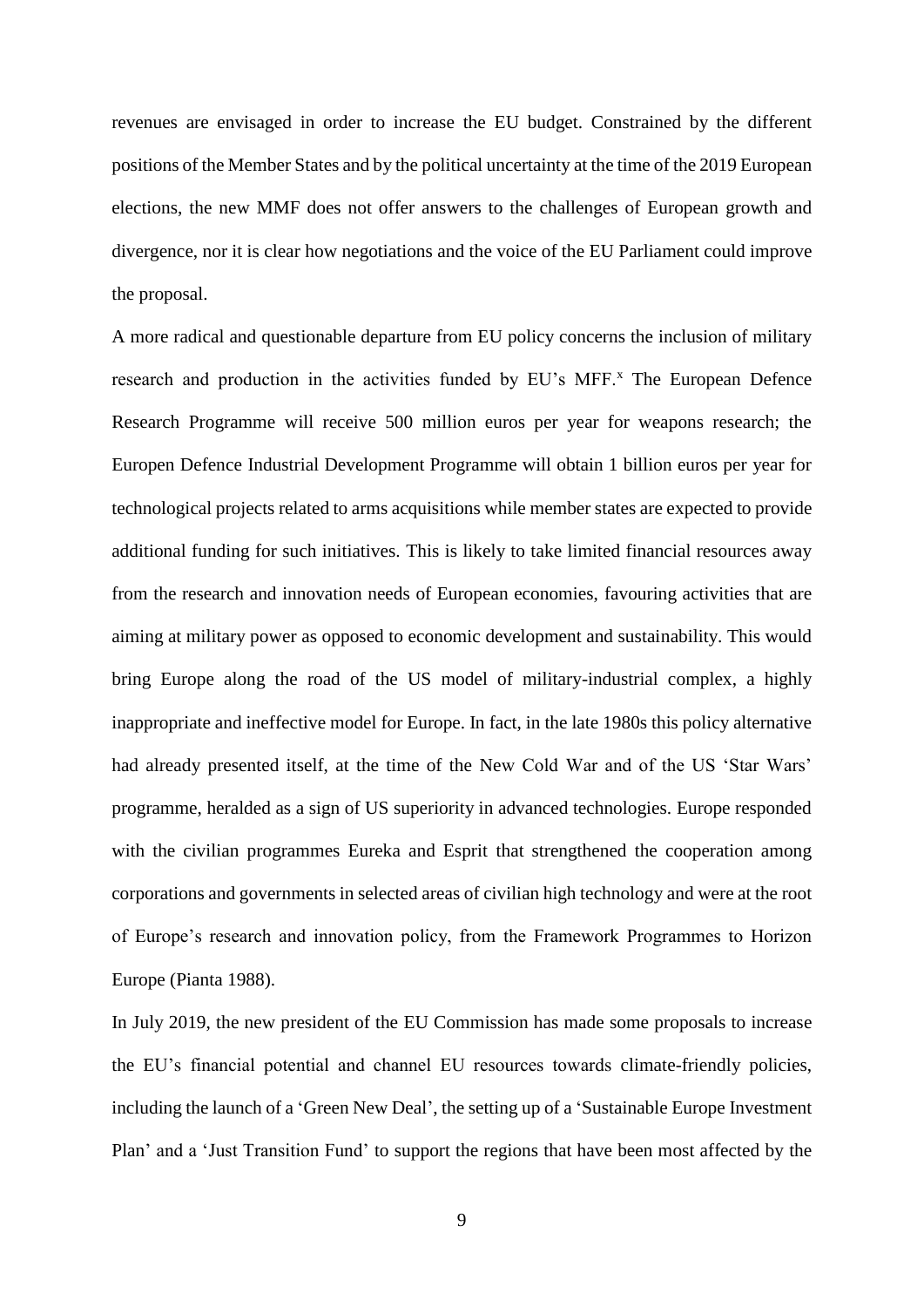revenues are envisaged in order to increase the EU budget. Constrained by the different positions of the Member States and by the political uncertainty at the time of the 2019 European elections, the new MMF does not offer answers to the challenges of European growth and divergence, nor it is clear how negotiations and the voice of the EU Parliament could improve the proposal.

A more radical and questionable departure from EU policy concerns the inclusion of military research and production in the activities funded by EU's MFF.[x] The European Defence Research Programme will receive 500 million euros per year for weapons research; the Europen Defence Industrial Development Programme will obtain 1 billion euros per year for technological projects related to arms acquisitions while member states are expected to provide additional funding for such initiatives. This is likely to take limited financial resources away from the research and innovation needs of European economies, favouring activities that are aiming at military power as opposed to economic development and sustainability. This would bring Europe along the road of the US model of military-industrial complex, a highly inappropriate and ineffective model for Europe. In fact, in the late 1980s this policy alternative had already presented itself, at the time of the New Cold War and of the US 'Star Wars' programme, heralded as a sign of US superiority in advanced technologies. Europe responded with the civilian programmes Eureka and Esprit that strengthened the cooperation among corporations and governments in selected areas of civilian high technology and were at the root of Europe's research and innovation policy, from the Framework Programmes to Horizon Europe (Pianta 1988).

In July 2019, the new president of the EU Commission has made some proposals to increase the EU's financial potential and channel EU resources towards climate-friendly policies, including the launch of a 'Green New Deal', the setting up of a 'Sustainable Europe Investment Plan' and a 'Just Transition Fund' to support the regions that have been most affected by the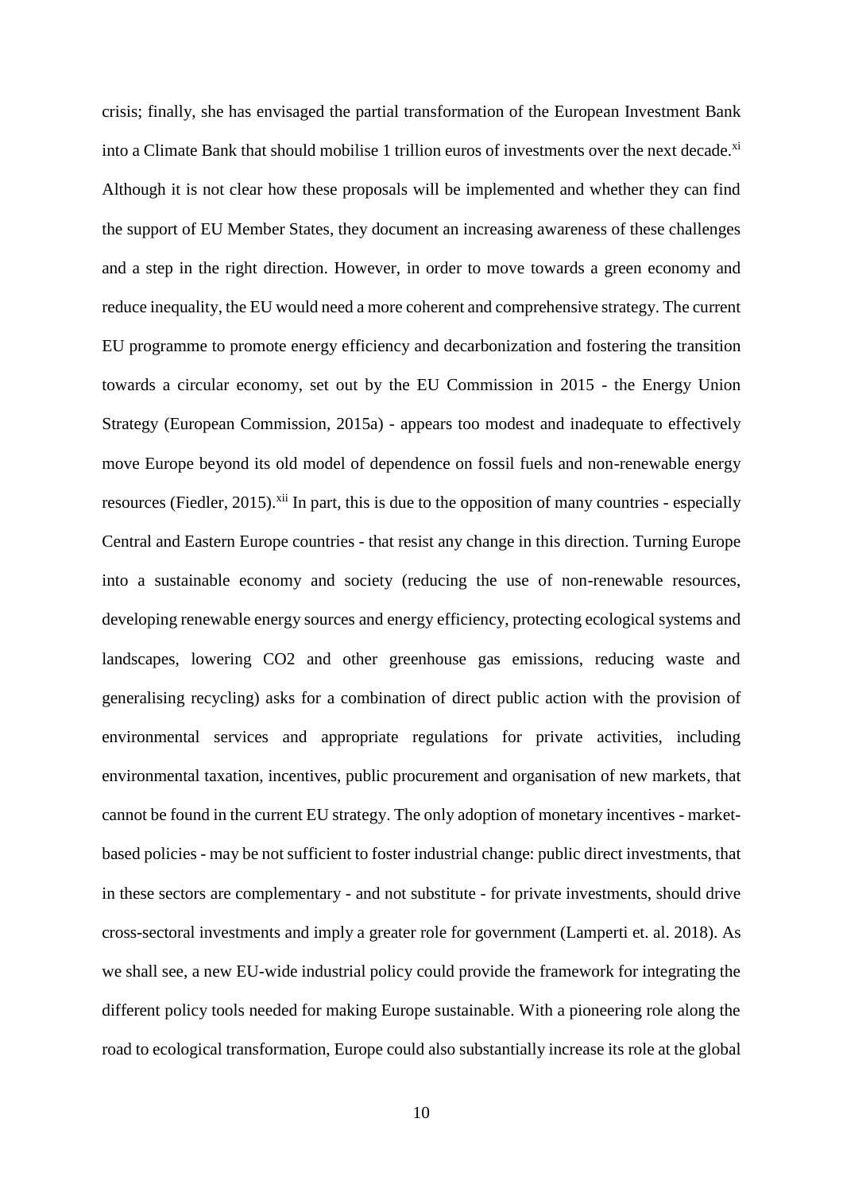crisis; finally, she has envisaged the partial transformation of the European Investment Bank into a Climate Bank that should mobilise 1 trillion euros of investments over the next decade.[xi] Although it is not clear how these proposals will be implemented and whether they can find the support of EU Member States, they document an increasing awareness of these challenges and a step in the right direction. However, in order to move towards a green economy and reduce inequality, the EU would need a more coherent and comprehensive strategy. The current EU programme to promote energy efficiency and decarbonization and fostering the transition towards a circular economy, set out by the EU Commission in 2015 - the Energy Union Strategy (European Commission, 2015a) - appears too modest and inadequate to effectively move Europe beyond its old model of dependence on fossil fuels and non-renewable energy resources (Fiedler, 2015).[xii] In part, this is due to the opposition of many countries - especially Central and Eastern Europe countries - that resist any change in this direction. Turning Europe into a sustainable economy and society (reducing the use of non-renewable resources, developing renewable energy sources and energy efficiency, protecting ecological systems and landscapes, lowering $CO_2$ and other greenhouse gas emissions, reducing waste and generalising recycling) asks for a combination of direct public action with the provision of environmental services and appropriate regulations for private activities, including environmental taxation, incentives, public procurement and organisation of new markets, that cannot be found in the current EU strategy. The only adoption of monetary incentives - market-based policies - may be not sufficient to foster industrial change: public direct investments, that in these sectors are complementary - and not substitute - for private investments, should drive cross-sectoral investments and imply a greater role for government (Lamperti et. al. 2018). As we shall see, a new EU-wide industrial policy could provide the framework for integrating the different policy tools needed for making Europe sustainable. With a pioneering role along the road to ecological transformation, Europe could also substantially increase its role at the global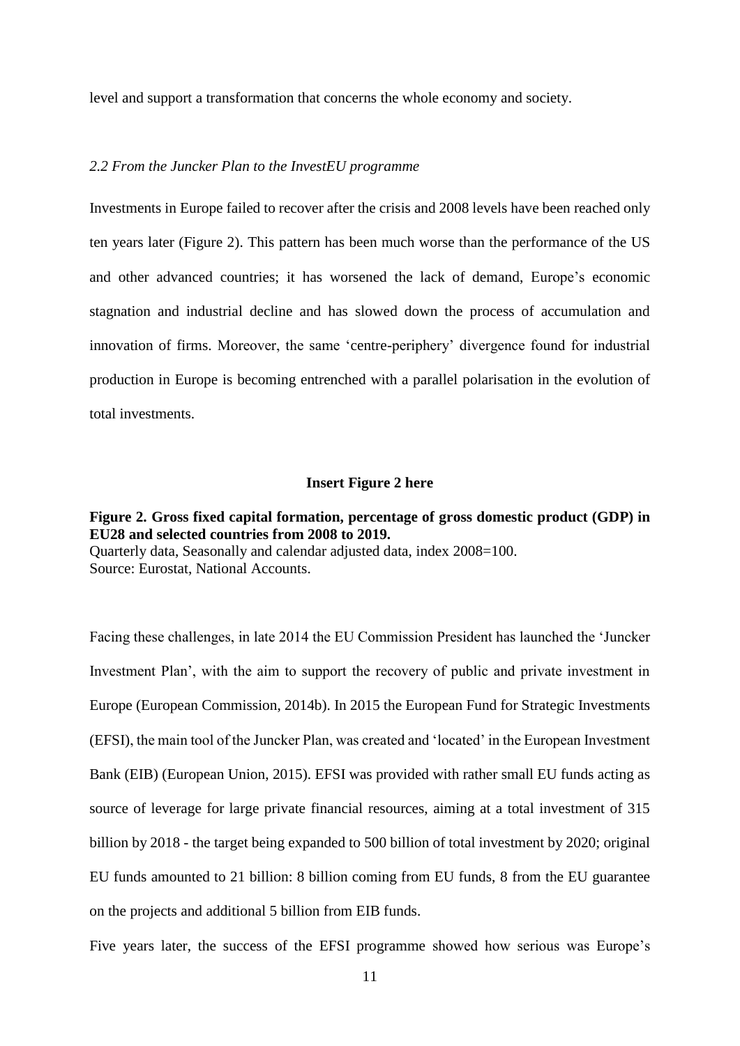level and support a transformation that concerns the whole economy and society.

### *2.2 From the Juncker Plan to the InvestEU programme*

Investments in Europe failed to recover after the crisis and 2008 levels have been reached only ten years later (Figure 2). This pattern has been much worse than the performance of the US and other advanced countries; it has worsened the lack of demand, Europe's economic stagnation and industrial decline and has slowed down the process of accumulation and innovation of firms. Moreover, the same 'centre-periphery' divergence found for industrial production in Europe is becoming entrenched with a parallel polarisation in the evolution of total investments.

**Insert Figure 2 here**

**Figure 2. Gross fixed capital formation, percentage of gross domestic product (GDP) in EU28 and selected countries from 2008 to 2019.**
Quarterly data, Seasonally and calendar adjusted data, index 2008=100.
Source: Eurostat, National Accounts.

Facing these challenges, in late 2014 the EU Commission President has launched the 'Juncker Investment Plan', with the aim to support the recovery of public and private investment in Europe (European Commission, 2014b). In 2015 the European Fund for Strategic Investments (EFSI), the main tool of the Juncker Plan, was created and 'located' in the European Investment Bank (EIB) (European Union, 2015). EFSI was provided with rather small EU funds acting as source of leverage for large private financial resources, aiming at a total investment of 315 billion by 2018 - the target being expanded to 500 billion of total investment by 2020; original EU funds amounted to 21 billion: 8 billion coming from EU funds, 8 from the EU guarantee on the projects and additional 5 billion from EIB funds.

Five years later, the success of the EFSI programme showed how serious was Europe's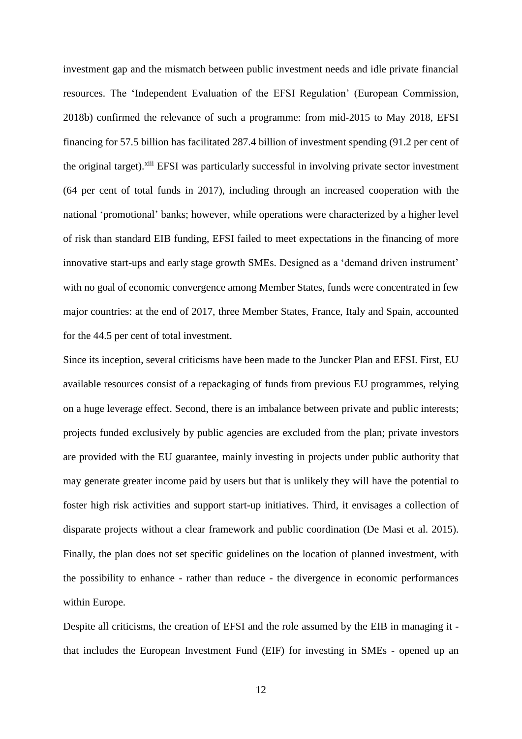investment gap and the mismatch between public investment needs and idle private financial resources. The 'Independent Evaluation of the EFSI Regulation' (European Commission, 2018b) confirmed the relevance of such a programme: from mid-2015 to May 2018, EFSI financing for 57.5 billion has facilitated 287.4 billion of investment spending (91.2 per cent of the original target).[xiii] EFSI was particularly successful in involving private sector investment (64 per cent of total funds in 2017), including through an increased cooperation with the national 'promotional' banks; however, while operations were characterized by a higher level of risk than standard EIB funding, EFSI failed to meet expectations in the financing of more innovative start-ups and early stage growth SMEs. Designed as a 'demand driven instrument' with no goal of economic convergence among Member States, funds were concentrated in few major countries: at the end of 2017, three Member States, France, Italy and Spain, accounted for the 44.5 per cent of total investment.

Since its inception, several criticisms have been made to the Juncker Plan and EFSI. First, EU available resources consist of a repackaging of funds from previous EU programmes, relying on a huge leverage effect. Second, there is an imbalance between private and public interests; projects funded exclusively by public agencies are excluded from the plan; private investors are provided with the EU guarantee, mainly investing in projects under public authority that may generate greater income paid by users but that is unlikely they will have the potential to foster high risk activities and support start-up initiatives. Third, it envisages a collection of disparate projects without a clear framework and public coordination (De Masi et al. 2015). Finally, the plan does not set specific guidelines on the location of planned investment, with the possibility to enhance - rather than reduce - the divergence in economic performances within Europe.

Despite all criticisms, the creation of EFSI and the role assumed by the EIB in managing it - that includes the European Investment Fund (EIF) for investing in SMEs - opened up an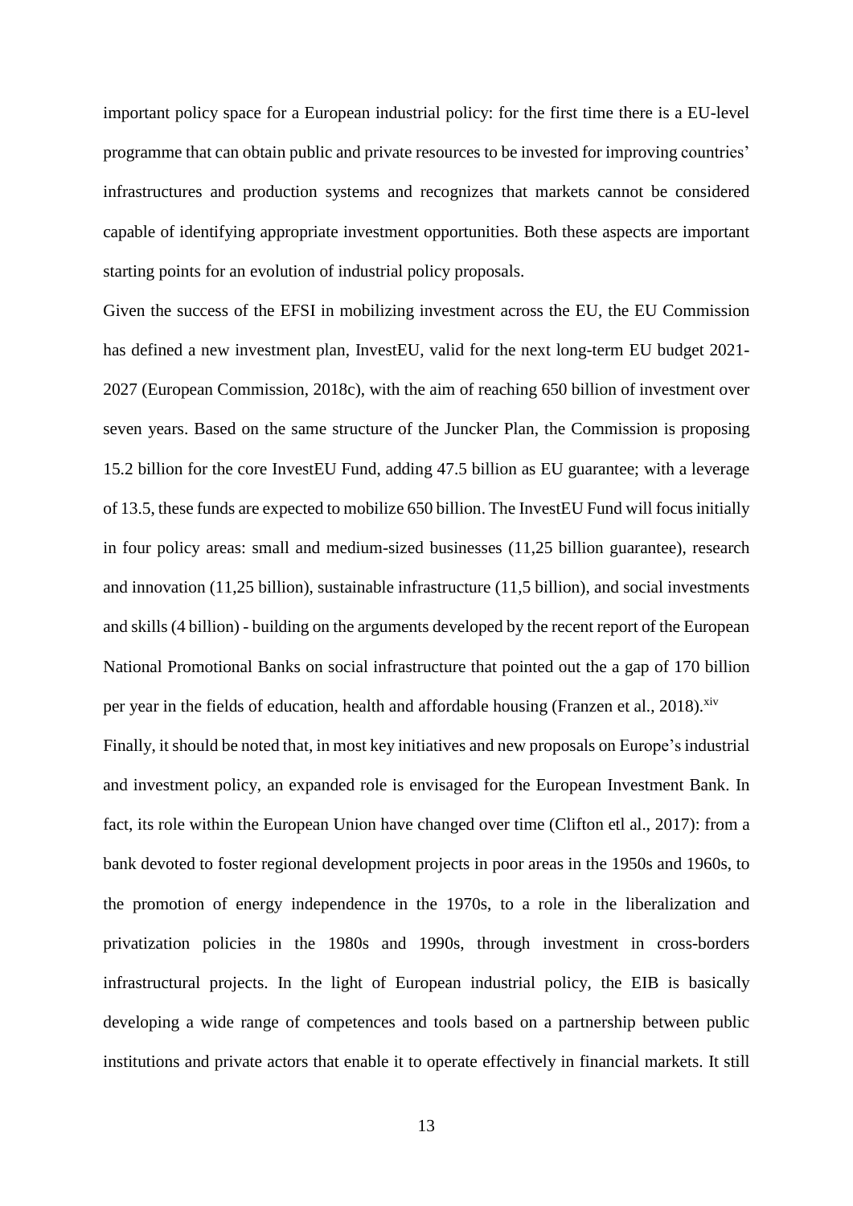important policy space for a European industrial policy: for the first time there is a EU-level programme that can obtain public and private resources to be invested for improving countries' infrastructures and production systems and recognizes that markets cannot be considered capable of identifying appropriate investment opportunities. Both these aspects are important starting points for an evolution of industrial policy proposals.

Given the success of the EFSI in mobilizing investment across the EU, the EU Commission has defined a new investment plan, InvestEU, valid for the next long-term EU budget 2021-2027 (European Commission, 2018c), with the aim of reaching 650 billion of investment over seven years. Based on the same structure of the Juncker Plan, the Commission is proposing 15.2 billion for the core InvestEU Fund, adding 47.5 billion as EU guarantee; with a leverage of 13.5, these funds are expected to mobilize 650 billion. The InvestEU Fund will focus initially in four policy areas: small and medium-sized businesses (11,25 billion guarantee), research and innovation (11,25 billion), sustainable infrastructure (11,5 billion), and social investments and skills (4 billion) - building on the arguments developed by the recent report of the European National Promotional Banks on social infrastructure that pointed out the a gap of 170 billion per year in the fields of education, health and affordable housing (Franzen et al., 2018).[xiv]

Finally, it should be noted that, in most key initiatives and new proposals on Europe's industrial and investment policy, an expanded role is envisaged for the European Investment Bank. In fact, its role within the European Union have changed over time (Clifton etl al., 2017): from a bank devoted to foster regional development projects in poor areas in the 1950s and 1960s, to the promotion of energy independence in the 1970s, to a role in the liberalization and privatization policies in the 1980s and 1990s, through investment in cross-borders infrastructural projects. In the light of European industrial policy, the EIB is basically developing a wide range of competences and tools based on a partnership between public institutions and private actors that enable it to operate effectively in financial markets. It still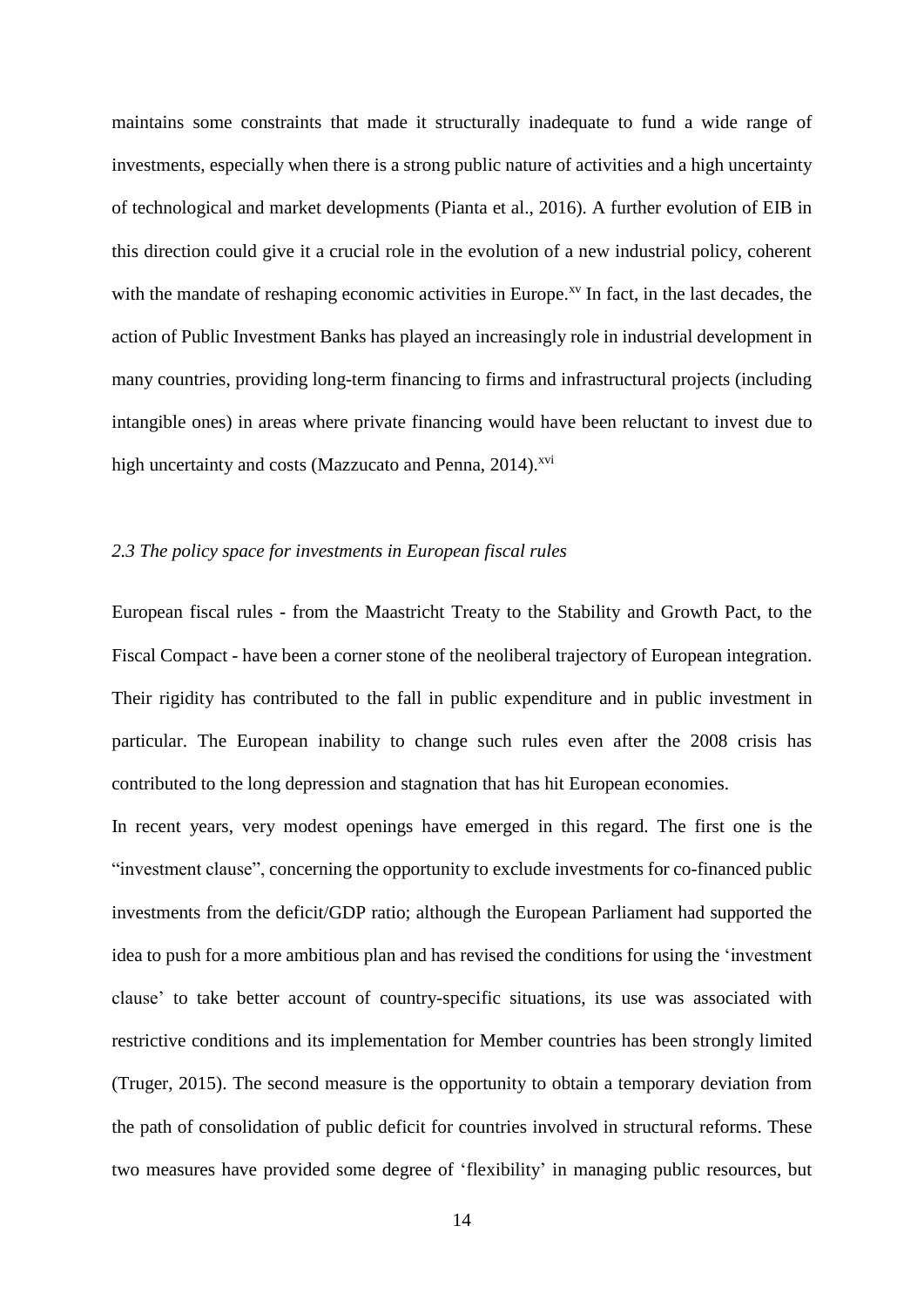maintains some constraints that made it structurally inadequate to fund a wide range of investments, especially when there is a strong public nature of activities and a high uncertainty of technological and market developments (Pianta et al., 2016). A further evolution of EIB in this direction could give it a crucial role in the evolution of a new industrial policy, coherent with the mandate of reshaping economic activities in Europe.[xv] In fact, in the last decades, the action of Public Investment Banks has played an increasingly role in industrial development in many countries, providing long-term financing to firms and infrastructural projects (including intangible ones) in areas where private financing would have been reluctant to invest due to high uncertainty and costs (Mazzucato and Penna, 2014).[xvi]

### *2.3 The policy space for investments in European fiscal rules*

European fiscal rules - from the Maastricht Treaty to the Stability and Growth Pact, to the Fiscal Compact - have been a corner stone of the neoliberal trajectory of European integration. Their rigidity has contributed to the fall in public expenditure and in public investment in particular. The European inability to change such rules even after the 2008 crisis has contributed to the long depression and stagnation that has hit European economies.

In recent years, very modest openings have emerged in this regard. The first one is the "investment clause", concerning the opportunity to exclude investments for co-financed public investments from the deficit/GDP ratio; although the European Parliament had supported the idea to push for a more ambitious plan and has revised the conditions for using the 'investment clause' to take better account of country-specific situations, its use was associated with restrictive conditions and its implementation for Member countries has been strongly limited (Truger, 2015). The second measure is the opportunity to obtain a temporary deviation from the path of consolidation of public deficit for countries involved in structural reforms. These two measures have provided some degree of 'flexibility' in managing public resources, but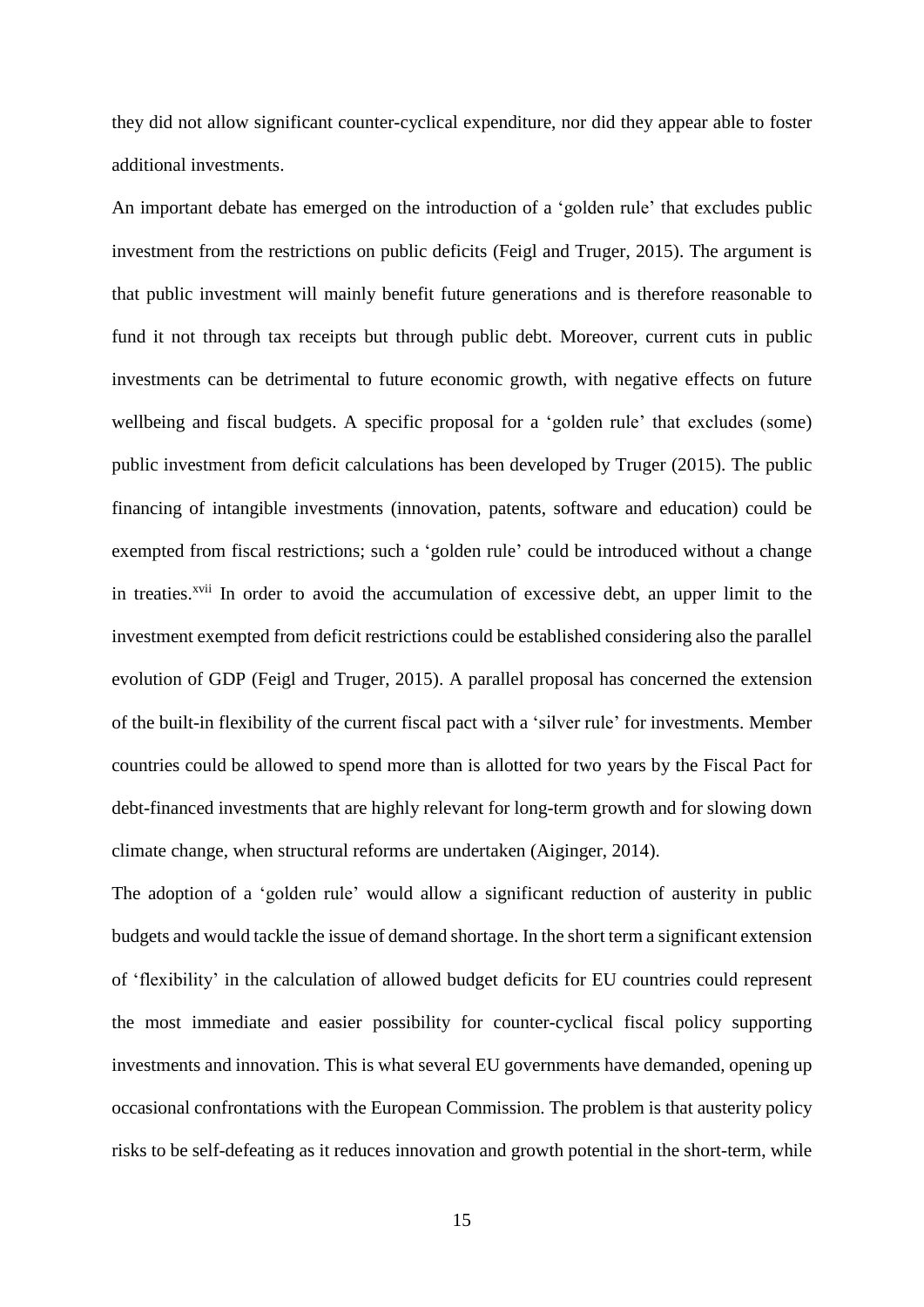they did not allow significant counter-cyclical expenditure, nor did they appear able to foster additional investments.

An important debate has emerged on the introduction of a 'golden rule' that excludes public investment from the restrictions on public deficits (Feigl and Truger, 2015). The argument is that public investment will mainly benefit future generations and is therefore reasonable to fund it not through tax receipts but through public debt. Moreover, current cuts in public investments can be detrimental to future economic growth, with negative effects on future wellbeing and fiscal budgets. A specific proposal for a 'golden rule' that excludes (some) public investment from deficit calculations has been developed by Truger (2015). The public financing of intangible investments (innovation, patents, software and education) could be exempted from fiscal restrictions; such a 'golden rule' could be introduced without a change in treaties.[xvii] In order to avoid the accumulation of excessive debt, an upper limit to the investment exempted from deficit restrictions could be established considering also the parallel evolution of GDP (Feigl and Truger, 2015). A parallel proposal has concerned the extension of the built-in flexibility of the current fiscal pact with a 'silver rule' for investments. Member countries could be allowed to spend more than is allotted for two years by the Fiscal Pact for debt-financed investments that are highly relevant for long-term growth and for slowing down climate change, when structural reforms are undertaken (Aiginger, 2014).

The adoption of a 'golden rule' would allow a significant reduction of austerity in public budgets and would tackle the issue of demand shortage. In the short term a significant extension of 'flexibility' in the calculation of allowed budget deficits for EU countries could represent the most immediate and easier possibility for counter-cyclical fiscal policy supporting investments and innovation. This is what several EU governments have demanded, opening up occasional confrontations with the European Commission. The problem is that austerity policy risks to be self-defeating as it reduces innovation and growth potential in the short-term, while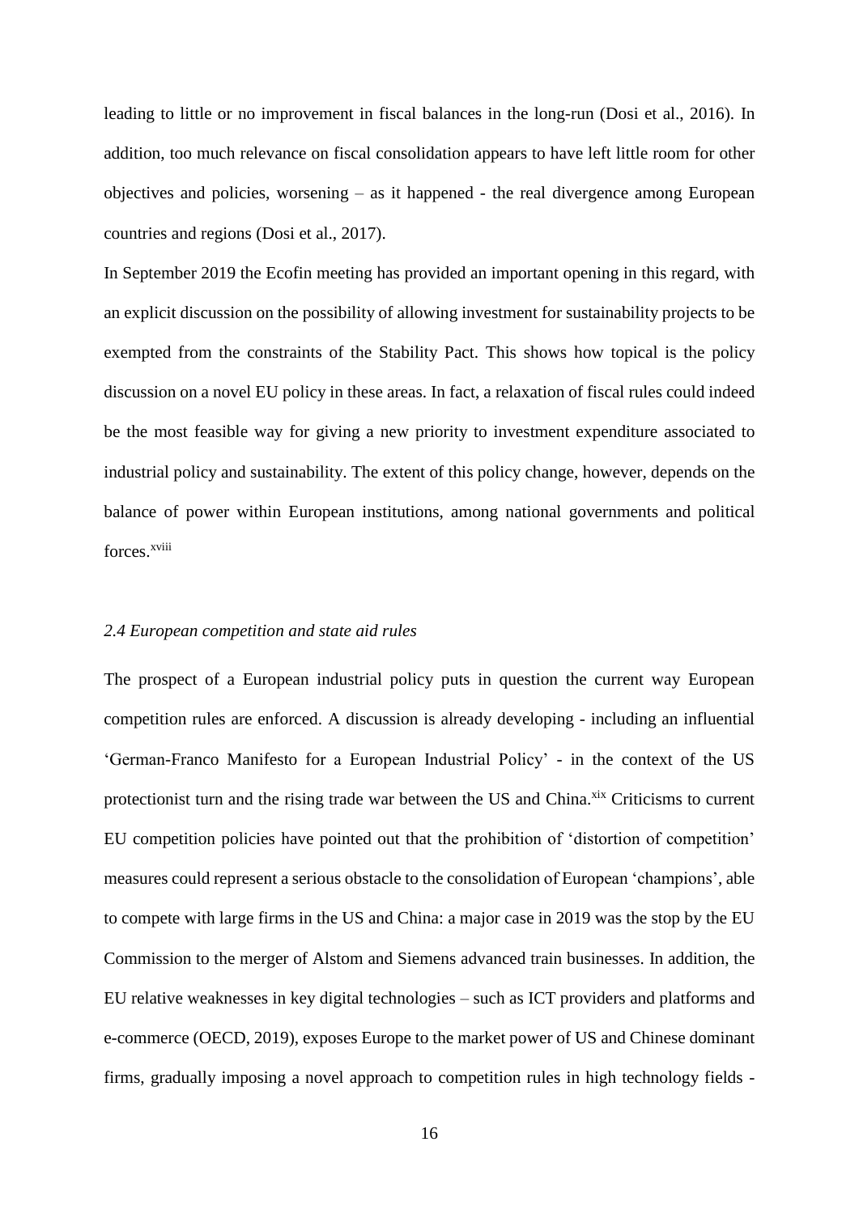leading to little or no improvement in fiscal balances in the long-run (Dosi et al., 2016). In addition, too much relevance on fiscal consolidation appears to have left little room for other objectives and policies, worsening – as it happened - the real divergence among European countries and regions (Dosi et al., 2017).

In September 2019 the Ecofin meeting has provided an important opening in this regard, with an explicit discussion on the possibility of allowing investment for sustainability projects to be exempted from the constraints of the Stability Pact. This shows how topical is the policy discussion on a novel EU policy in these areas. In fact, a relaxation of fiscal rules could indeed be the most feasible way for giving a new priority to investment expenditure associated to industrial policy and sustainability. The extent of this policy change, however, depends on the balance of power within European institutions, among national governments and political forces.[xviii]

### *2.4 European competition and state aid rules*

The prospect of a European industrial policy puts in question the current way European competition rules are enforced. A discussion is already developing - including an influential 'German-Franco Manifesto for a European Industrial Policy' - in the context of the US protectionist turn and the rising trade war between the US and China.[xix] Criticisms to current EU competition policies have pointed out that the prohibition of 'distortion of competition' measures could represent a serious obstacle to the consolidation of European 'champions', able to compete with large firms in the US and China: a major case in 2019 was the stop by the EU Commission to the merger of Alstom and Siemens advanced train businesses. In addition, the EU relative weaknesses in key digital technologies – such as ICT providers and platforms and e-commerce (OECD, 2019), exposes Europe to the market power of US and Chinese dominant firms, gradually imposing a novel approach to competition rules in high technology fields -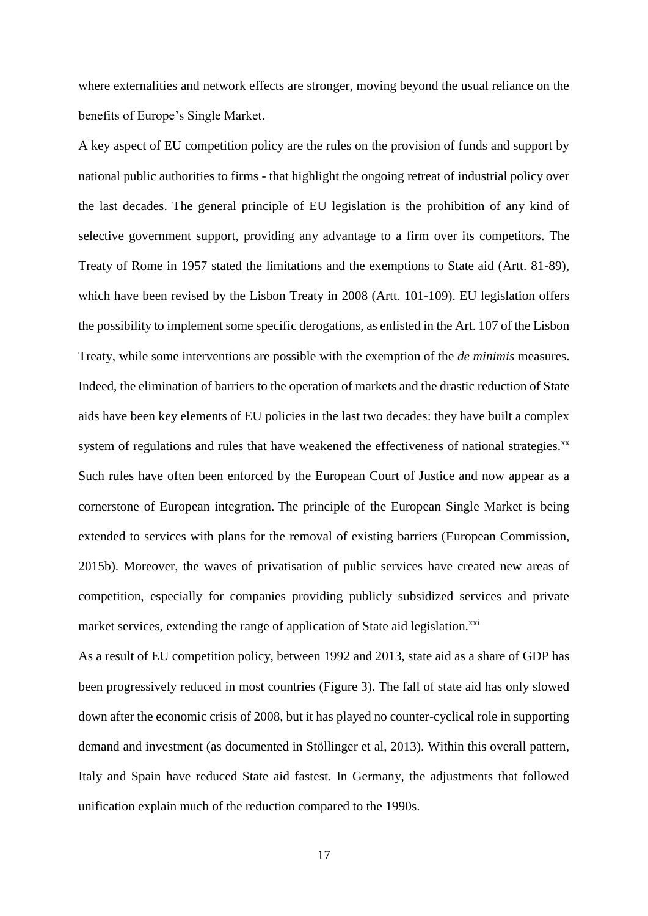where externalities and network effects are stronger, moving beyond the usual reliance on the benefits of Europe's Single Market.

A key aspect of EU competition policy are the rules on the provision of funds and support by national public authorities to firms - that highlight the ongoing retreat of industrial policy over the last decades. The general principle of EU legislation is the prohibition of any kind of selective government support, providing any advantage to a firm over its competitors. The Treaty of Rome in 1957 stated the limitations and the exemptions to State aid (Artt. 81-89), which have been revised by the Lisbon Treaty in 2008 (Artt. 101-109). EU legislation offers the possibility to implement some specific derogations, as enlisted in the Art. 107 of the Lisbon Treaty, while some interventions are possible with the exemption of the *de minimis* measures. Indeed, the elimination of barriers to the operation of markets and the drastic reduction of State aids have been key elements of EU policies in the last two decades: they have built a complex system of regulations and rules that have weakened the effectiveness of national strategies.[xx] Such rules have often been enforced by the European Court of Justice and now appear as a cornerstone of European integration. The principle of the European Single Market is being extended to services with plans for the removal of existing barriers (European Commission, 2015b). Moreover, the waves of privatisation of public services have created new areas of competition, especially for companies providing publicly subsidized services and private market services, extending the range of application of State aid legislation.[xxi]

As a result of EU competition policy, between 1992 and 2013, state aid as a share of GDP has been progressively reduced in most countries (Figure 3). The fall of state aid has only slowed down after the economic crisis of 2008, but it has played no counter-cyclical role in supporting demand and investment (as documented in Stöllinger et al, 2013). Within this overall pattern, Italy and Spain have reduced State aid fastest. In Germany, the adjustments that followed unification explain much of the reduction compared to the 1990s.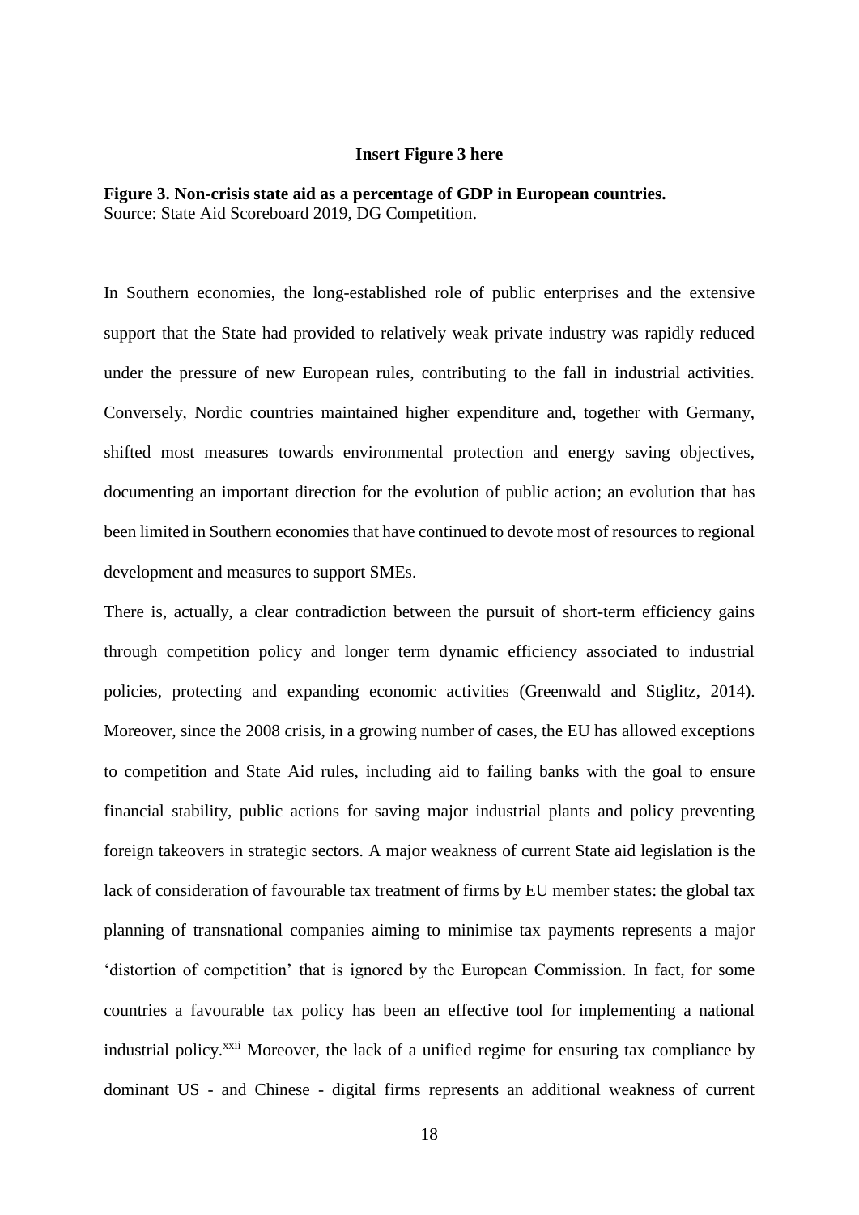**Insert Figure 3 here**

**Figure 3. Non-crisis state aid as a percentage of GDP in European countries.**
Source: State Aid Scoreboard 2019, DG Competition.

In Southern economies, the long-established role of public enterprises and the extensive support that the State had provided to relatively weak private industry was rapidly reduced under the pressure of new European rules, contributing to the fall in industrial activities. Conversely, Nordic countries maintained higher expenditure and, together with Germany, shifted most measures towards environmental protection and energy saving objectives, documenting an important direction for the evolution of public action; an evolution that has been limited in Southern economies that have continued to devote most of resources to regional development and measures to support SMEs.

There is, actually, a clear contradiction between the pursuit of short-term efficiency gains through competition policy and longer term dynamic efficiency associated to industrial policies, protecting and expanding economic activities (Greenwald and Stiglitz, 2014). Moreover, since the 2008 crisis, in a growing number of cases, the EU has allowed exceptions to competition and State Aid rules, including aid to failing banks with the goal to ensure financial stability, public actions for saving major industrial plants and policy preventing foreign takeovers in strategic sectors. A major weakness of current State aid legislation is the lack of consideration of favourable tax treatment of firms by EU member states: the global tax planning of transnational companies aiming to minimise tax payments represents a major 'distortion of competition' that is ignored by the European Commission. In fact, for some countries a favourable tax policy has been an effective tool for implementing a national industrial policy.[xxii] Moreover, the lack of a unified regime for ensuring tax compliance by dominant US - and Chinese - digital firms represents an additional weakness of current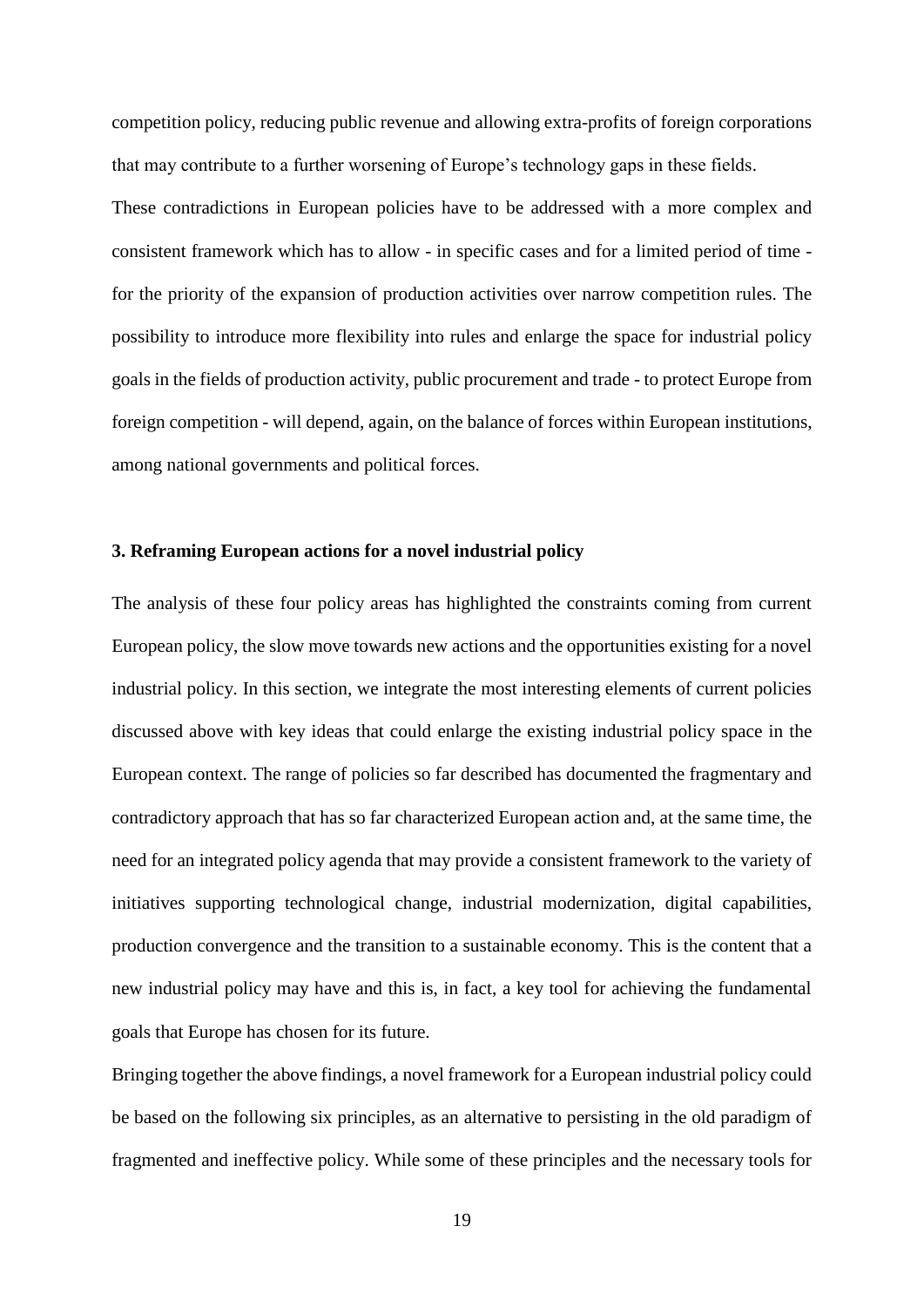competition policy, reducing public revenue and allowing extra-profits of foreign corporations that may contribute to a further worsening of Europe's technology gaps in these fields.

These contradictions in European policies have to be addressed with a more complex and consistent framework which has to allow - in specific cases and for a limited period of time - for the priority of the expansion of production activities over narrow competition rules. The possibility to introduce more flexibility into rules and enlarge the space for industrial policy goals in the fields of production activity, public procurement and trade - to protect Europe from foreign competition - will depend, again, on the balance of forces within European institutions, among national governments and political forces.

## 3. Reframing European actions for a novel industrial policy

The analysis of these four policy areas has highlighted the constraints coming from current European policy, the slow move towards new actions and the opportunities existing for a novel industrial policy. In this section, we integrate the most interesting elements of current policies discussed above with key ideas that could enlarge the existing industrial policy space in the European context. The range of policies so far described has documented the fragmentary and contradictory approach that has so far characterized European action and, at the same time, the need for an integrated policy agenda that may provide a consistent framework to the variety of initiatives supporting technological change, industrial modernization, digital capabilities, production convergence and the transition to a sustainable economy. This is the content that a new industrial policy may have and this is, in fact, a key tool for achieving the fundamental goals that Europe has chosen for its future.

Bringing together the above findings, a novel framework for a European industrial policy could be based on the following six principles, as an alternative to persisting in the old paradigm of fragmented and ineffective policy. While some of these principles and the necessary tools for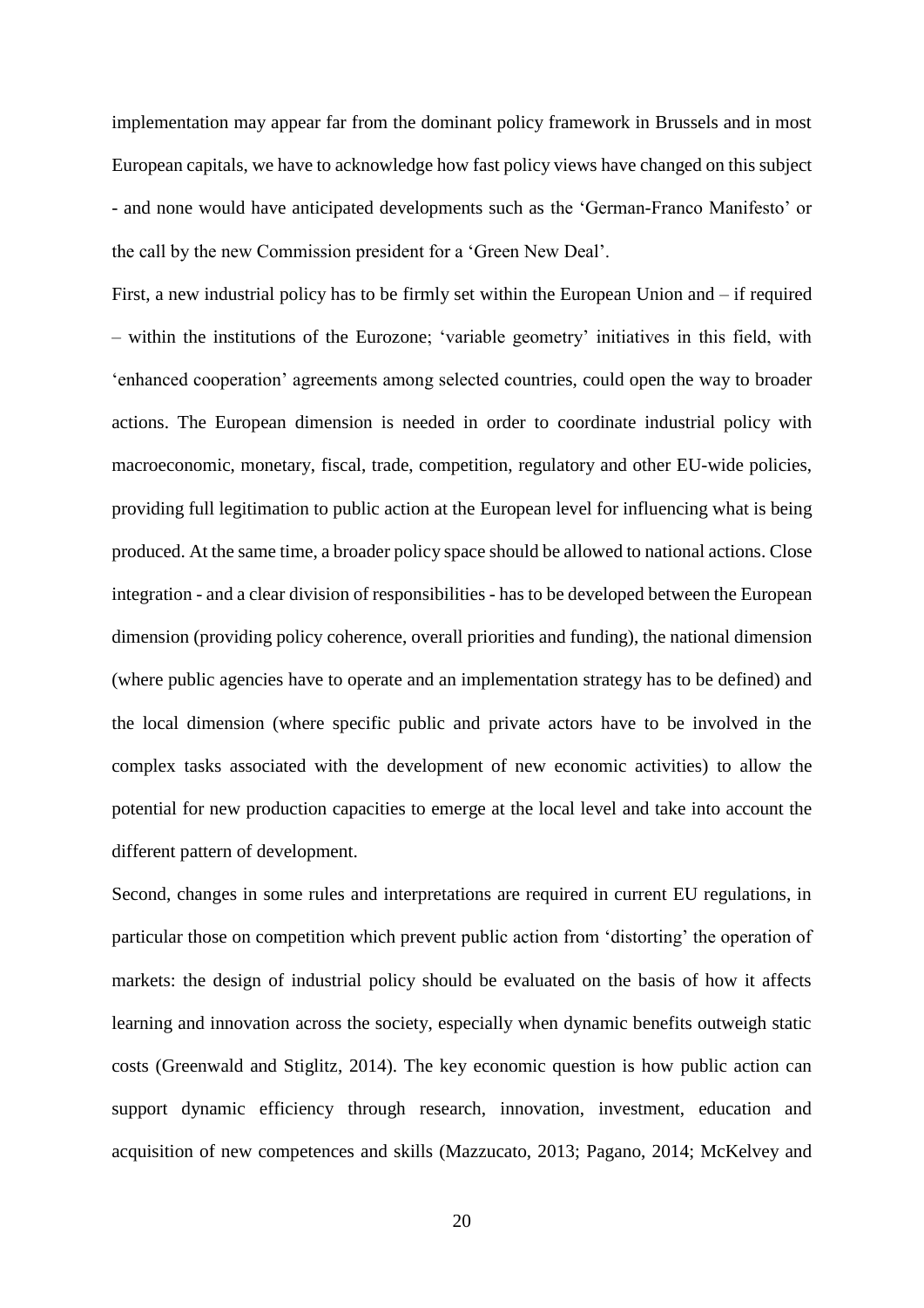implementation may appear far from the dominant policy framework in Brussels and in most European capitals, we have to acknowledge how fast policy views have changed on this subject - and none would have anticipated developments such as the 'German-Franco Manifesto' or the call by the new Commission president for a 'Green New Deal'.

First, a new industrial policy has to be firmly set within the European Union and – if required – within the institutions of the Eurozone; 'variable geometry' initiatives in this field, with 'enhanced cooperation' agreements among selected countries, could open the way to broader actions. The European dimension is needed in order to coordinate industrial policy with macroeconomic, monetary, fiscal, trade, competition, regulatory and other EU-wide policies, providing full legitimation to public action at the European level for influencing what is being produced. At the same time, a broader policy space should be allowed to national actions. Close integration - and a clear division of responsibilities - has to be developed between the European dimension (providing policy coherence, overall priorities and funding), the national dimension (where public agencies have to operate and an implementation strategy has to be defined) and the local dimension (where specific public and private actors have to be involved in the complex tasks associated with the development of new economic activities) to allow the potential for new production capacities to emerge at the local level and take into account the different pattern of development.

Second, changes in some rules and interpretations are required in current EU regulations, in particular those on competition which prevent public action from 'distorting' the operation of markets: the design of industrial policy should be evaluated on the basis of how it affects learning and innovation across the society, especially when dynamic benefits outweigh static costs (Greenwald and Stiglitz, 2014). The key economic question is how public action can support dynamic efficiency through research, innovation, investment, education and acquisition of new competences and skills (Mazzucato, 2013; Pagano, 2014; McKelvey and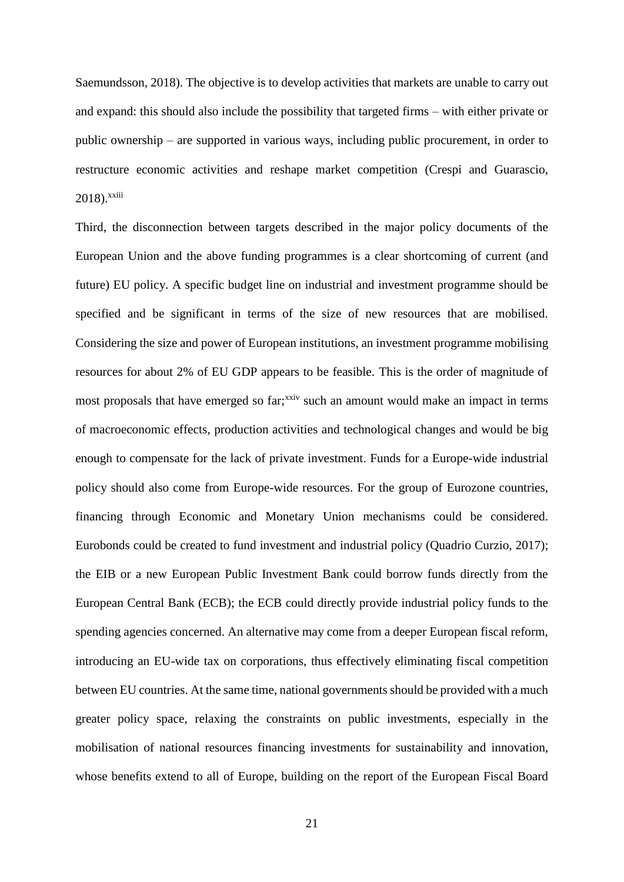Saemundsson, 2018). The objective is to develop activities that markets are unable to carry out and expand: this should also include the possibility that targeted firms – with either private or public ownership – are supported in various ways, including public procurement, in order to restructure economic activities and reshape market competition (Crespi and Guarascio, 2018).[xxiii]

Third, the disconnection between targets described in the major policy documents of the European Union and the above funding programmes is a clear shortcoming of current (and future) EU policy. A specific budget line on industrial and investment programme should be specified and be significant in terms of the size of new resources that are mobilised. Considering the size and power of European institutions, an investment programme mobilising resources for about 2% of EU GDP appears to be feasible. This is the order of magnitude of most proposals that have emerged so far;[xxiv] such an amount would make an impact in terms of macroeconomic effects, production activities and technological changes and would be big enough to compensate for the lack of private investment. Funds for a Europe-wide industrial policy should also come from Europe-wide resources. For the group of Eurozone countries, financing through Economic and Monetary Union mechanisms could be considered. Eurobonds could be created to fund investment and industrial policy (Quadrio Curzio, 2017); the EIB or a new European Public Investment Bank could borrow funds directly from the European Central Bank (ECB); the ECB could directly provide industrial policy funds to the spending agencies concerned. An alternative may come from a deeper European fiscal reform, introducing an EU-wide tax on corporations, thus effectively eliminating fiscal competition between EU countries. At the same time, national governments should be provided with a much greater policy space, relaxing the constraints on public investments, especially in the mobilisation of national resources financing investments for sustainability and innovation, whose benefits extend to all of Europe, building on the report of the European Fiscal Board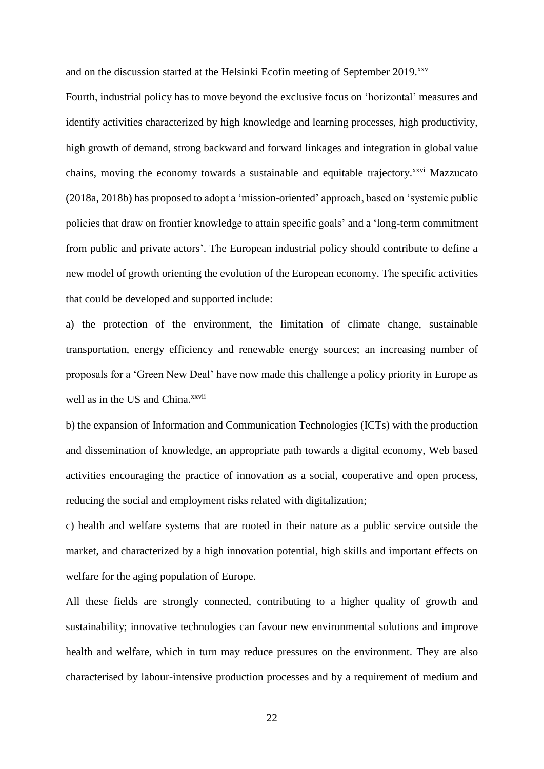and on the discussion started at the Helsinki Ecofin meeting of September 2019.[xxv]

Fourth, industrial policy has to move beyond the exclusive focus on 'horizontal' measures and identify activities characterized by high knowledge and learning processes, high productivity, high growth of demand, strong backward and forward linkages and integration in global value chains, moving the economy towards a sustainable and equitable trajectory.[xxvi] Mazzucato (2018a, 2018b) has proposed to adopt a 'mission-oriented' approach, based on 'systemic public policies that draw on frontier knowledge to attain specific goals' and a 'long-term commitment from public and private actors'. The European industrial policy should contribute to define a new model of growth orienting the evolution of the European economy. The specific activities that could be developed and supported include:

a) the protection of the environment, the limitation of climate change, sustainable transportation, energy efficiency and renewable energy sources; an increasing number of proposals for a 'Green New Deal' have now made this challenge a policy priority in Europe as well as in the US and China.[xxvii]

b) the expansion of Information and Communication Technologies (ICTs) with the production and dissemination of knowledge, an appropriate path towards a digital economy, Web based activities encouraging the practice of innovation as a social, cooperative and open process, reducing the social and employment risks related with digitalization;

c) health and welfare systems that are rooted in their nature as a public service outside the market, and characterized by a high innovation potential, high skills and important effects on welfare for the aging population of Europe.

All these fields are strongly connected, contributing to a higher quality of growth and sustainability; innovative technologies can favour new environmental solutions and improve health and welfare, which in turn may reduce pressures on the environment. They are also characterised by labour-intensive production processes and by a requirement of medium and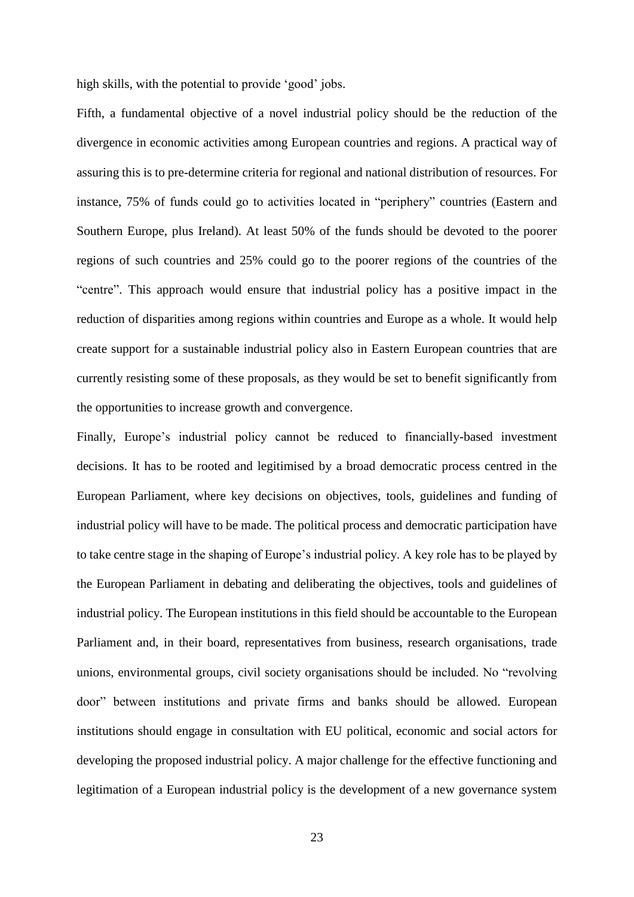high skills, with the potential to provide 'good' jobs.

Fifth, a fundamental objective of a novel industrial policy should be the reduction of the divergence in economic activities among European countries and regions. A practical way of assuring this is to pre-determine criteria for regional and national distribution of resources. For instance, 75% of funds could go to activities located in "periphery" countries (Eastern and Southern Europe, plus Ireland). At least 50% of the funds should be devoted to the poorer regions of such countries and 25% could go to the poorer regions of the countries of the "centre". This approach would ensure that industrial policy has a positive impact in the reduction of disparities among regions within countries and Europe as a whole. It would help create support for a sustainable industrial policy also in Eastern European countries that are currently resisting some of these proposals, as they would be set to benefit significantly from the opportunities to increase growth and convergence.

Finally, Europe's industrial policy cannot be reduced to financially-based investment decisions. It has to be rooted and legitimised by a broad democratic process centred in the European Parliament, where key decisions on objectives, tools, guidelines and funding of industrial policy will have to be made. The political process and democratic participation have to take centre stage in the shaping of Europe's industrial policy. A key role has to be played by the European Parliament in debating and deliberating the objectives, tools and guidelines of industrial policy. The European institutions in this field should be accountable to the European Parliament and, in their board, representatives from business, research organisations, trade unions, environmental groups, civil society organisations should be included. No "revolving door" between institutions and private firms and banks should be allowed. European institutions should engage in consultation with EU political, economic and social actors for developing the proposed industrial policy. A major challenge for the effective functioning and legitimation of a European industrial policy is the development of a new governance system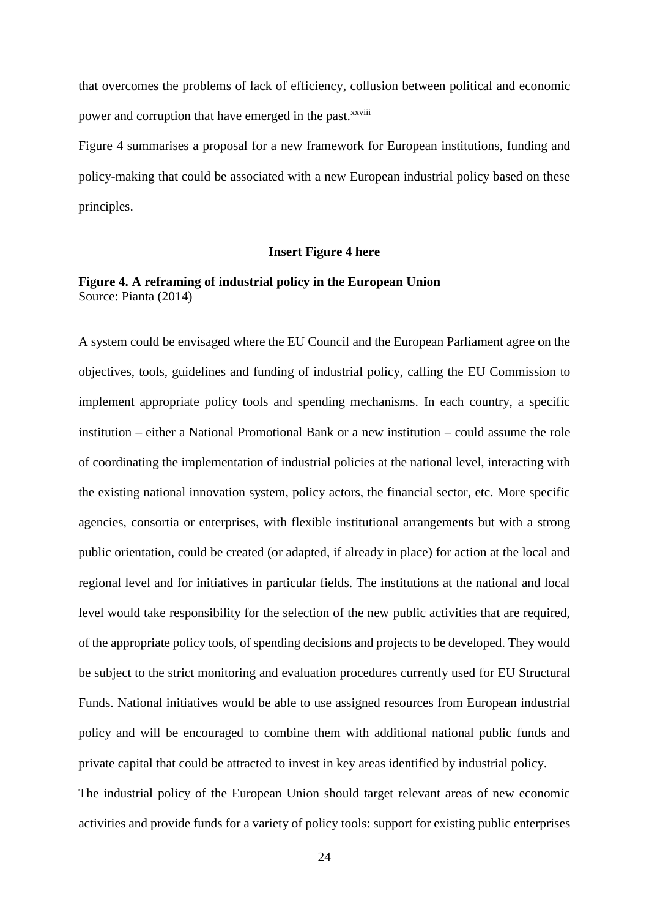that overcomes the problems of lack of efficiency, collusion between political and economic power and corruption that have emerged in the past.[xxviii]

Figure 4 summarises a proposal for a new framework for European institutions, funding and policy-making that could be associated with a new European industrial policy based on these principles.

**Insert Figure 4 here**

**Figure 4. A reframing of industrial policy in the European Union**
Source: Pianta (2014)

A system could be envisaged where the EU Council and the European Parliament agree on the objectives, tools, guidelines and funding of industrial policy, calling the EU Commission to implement appropriate policy tools and spending mechanisms. In each country, a specific institution – either a National Promotional Bank or a new institution – could assume the role of coordinating the implementation of industrial policies at the national level, interacting with the existing national innovation system, policy actors, the financial sector, etc. More specific agencies, consortia or enterprises, with flexible institutional arrangements but with a strong public orientation, could be created (or adapted, if already in place) for action at the local and regional level and for initiatives in particular fields. The institutions at the national and local level would take responsibility for the selection of the new public activities that are required, of the appropriate policy tools, of spending decisions and projects to be developed. They would be subject to the strict monitoring and evaluation procedures currently used for EU Structural Funds. National initiatives would be able to use assigned resources from European industrial policy and will be encouraged to combine them with additional national public funds and private capital that could be attracted to invest in key areas identified by industrial policy.

The industrial policy of the European Union should target relevant areas of new economic activities and provide funds for a variety of policy tools: support for existing public enterprises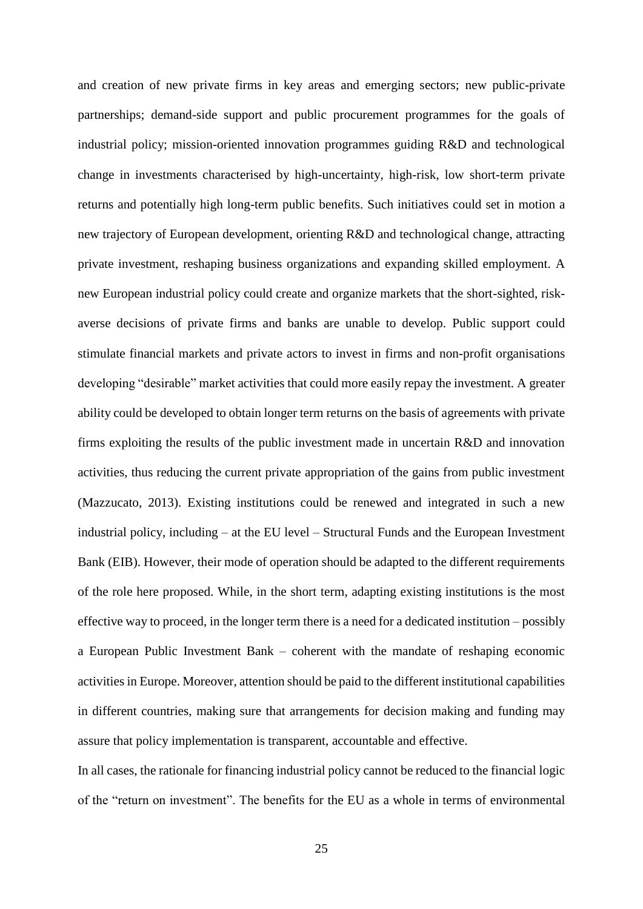and creation of new private firms in key areas and emerging sectors; new public-private partnerships; demand-side support and public procurement programmes for the goals of industrial policy; mission-oriented innovation programmes guiding R&D and technological change in investments characterised by high-uncertainty, high-risk, low short-term private returns and potentially high long-term public benefits. Such initiatives could set in motion a new trajectory of European development, orienting R&D and technological change, attracting private investment, reshaping business organizations and expanding skilled employment. A new European industrial policy could create and organize markets that the short-sighted, risk-averse decisions of private firms and banks are unable to develop. Public support could stimulate financial markets and private actors to invest in firms and non-profit organisations developing "desirable" market activities that could more easily repay the investment. A greater ability could be developed to obtain longer term returns on the basis of agreements with private firms exploiting the results of the public investment made in uncertain R&D and innovation activities, thus reducing the current private appropriation of the gains from public investment (Mazzucato, 2013). Existing institutions could be renewed and integrated in such a new industrial policy, including – at the EU level – Structural Funds and the European Investment Bank (EIB). However, their mode of operation should be adapted to the different requirements of the role here proposed. While, in the short term, adapting existing institutions is the most effective way to proceed, in the longer term there is a need for a dedicated institution – possibly a European Public Investment Bank – coherent with the mandate of reshaping economic activities in Europe. Moreover, attention should be paid to the different institutional capabilities in different countries, making sure that arrangements for decision making and funding may assure that policy implementation is transparent, accountable and effective.

In all cases, the rationale for financing industrial policy cannot be reduced to the financial logic of the "return on investment". The benefits for the EU as a whole in terms of environmental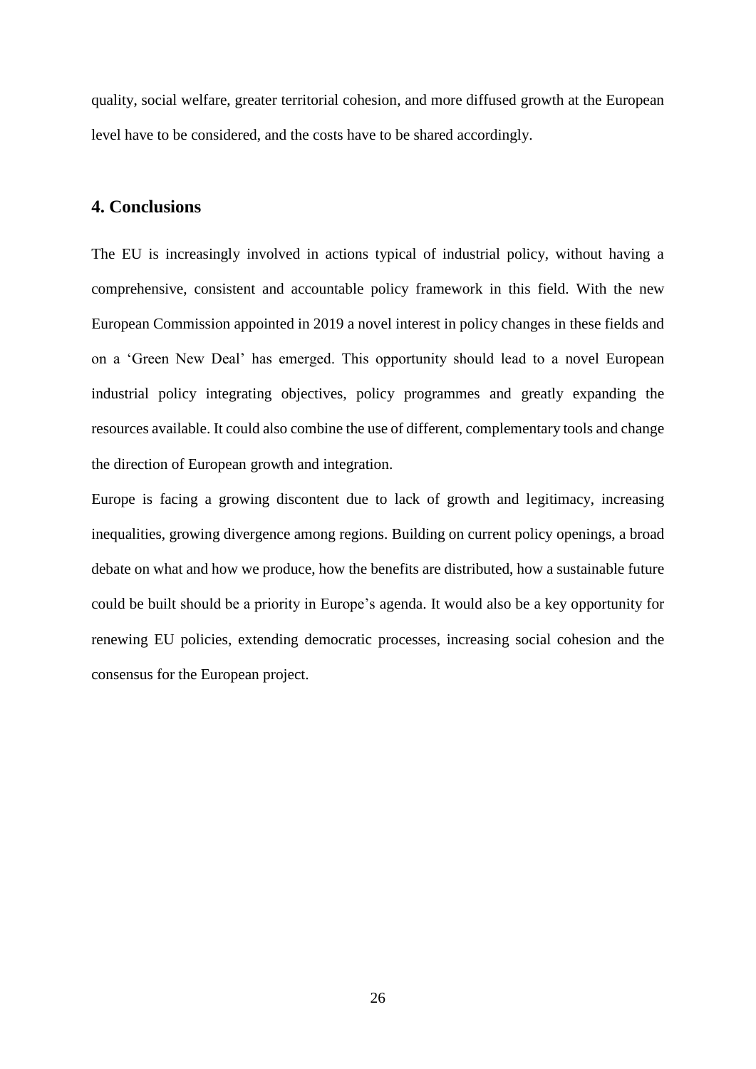quality, social welfare, greater territorial cohesion, and more diffused growth at the European level have to be considered, and the costs have to be shared accordingly.

## 4. Conclusions

The EU is increasingly involved in actions typical of industrial policy, without having a comprehensive, consistent and accountable policy framework in this field. With the new European Commission appointed in 2019 a novel interest in policy changes in these fields and on a 'Green New Deal' has emerged. This opportunity should lead to a novel European industrial policy integrating objectives, policy programmes and greatly expanding the resources available. It could also combine the use of different, complementary tools and change the direction of European growth and integration.

Europe is facing a growing discontent due to lack of growth and legitimacy, increasing inequalities, growing divergence among regions. Building on current policy openings, a broad debate on what and how we produce, how the benefits are distributed, how a sustainable future could be built should be a priority in Europe's agenda. It would also be a key opportunity for renewing EU policies, extending democratic processes, increasing social cohesion and the consensus for the European project.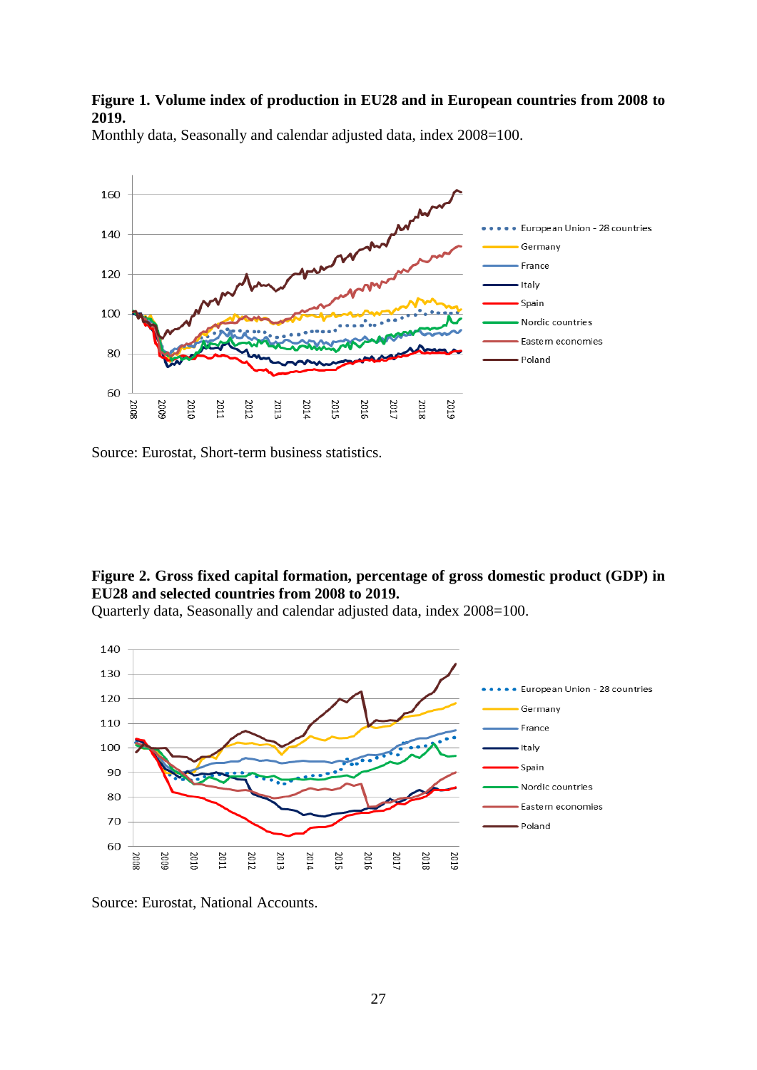**Figure 1. Volume index of production in EU28 and in European countries from 2008 to 2019.**

Monthly data, Seasonally and calendar adjusted data, index 2008=100.

160
140
120
100
80
60

2008 2009 2010 2011 2012 2013 2014 2015 2016 2017 2018 2019

European Union - 28 countries
Germany
France
Italy
Spain
Nordic countries
Eastern economies
Poland

Source: Eurostat, Short-term business statistics.

**Figure 2. Gross fixed capital formation, percentage of gross domestic product (GDP) in EU28 and selected countries from 2008 to 2019.**

Quarterly data, Seasonally and calendar adjusted data, index 2008=100.

140
130
120
110
100
90
80
70
60

2008 2009 2010 2011 2012 2013 2014 2015 2016 2017 2018 2019

European Union - 28 countries
Germany
France
Italy
Spain
Nordic countries
Eastern economies
Poland

Source: Eurostat, National Accounts.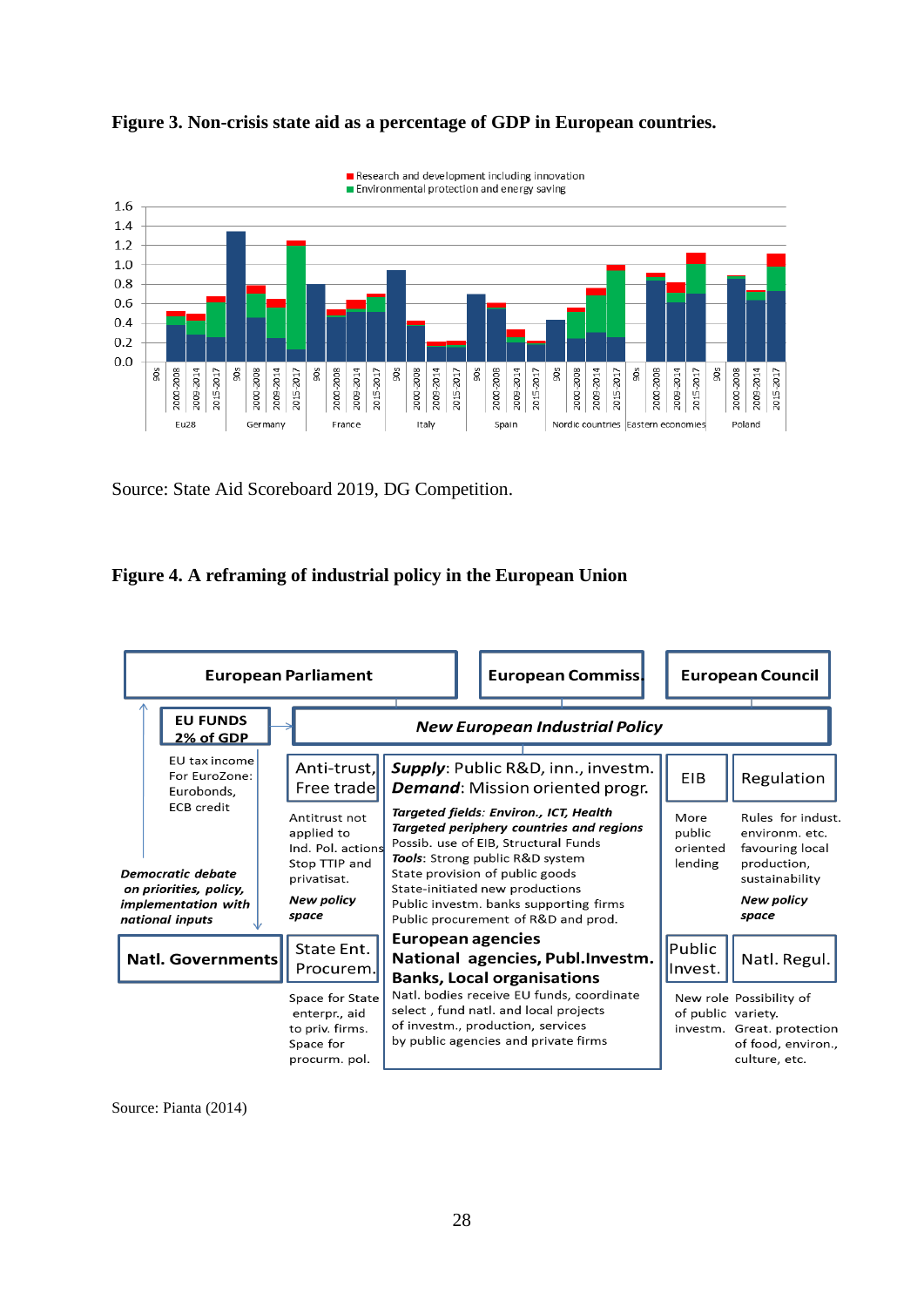**Figure 3. Non-crisis state aid as a percentage of GDP in European countries.**

Research and development including innovation
Environmental protection and energy saving

1.6
1.4
1.2
1.0
0.8
0.6
0.4
0.2
0.0

90s 2000-2008 2009-2014 2015-2017 (for each group)

Eu28 | Germany | France | Italy | Spain | Nordic countries | Eastern economies | Poland

Source: State Aid Scoreboard 2019, DG Competition.

**Figure 4. A reframing of industrial policy in the European Union**

European Parliament
European Commiss.
European Council

EU FUNDS 2% of GDP
EU tax income
For EuroZone:
Eurobonds,
ECB credit

*New European Industrial Policy*

Anti-trust, Free trade
Antitrust not applied to Ind. Pol. actions
Stop TTIP and privatisat.
*New policy space*

*Supply*: Public R&D, inn., investm.
*Demand*: Mission oriented progr.
*Targeted fields: Environ., ICT, Health*
*Targeted periphery countries and regions*
Possib. use of EIB, Structural Funds
*Tools*: Strong public R&D system
State provision of public goods
State-initiated new productions
Public investm. banks supporting firms
Public procurement of R&D and prod.

EIB
More public oriented lending

Regulation
Rules for indust. environm. etc. favouring local production, sustainability
*New policy space*

*Democratic debate on priorities, policy, implementation with national inputs*

Natl. Governments

State Ent. Procurem.
Space for State enterpr., aid to priv. firms.
Space for procurm. pol.

European agencies
National agencies, Publ.Investm.
Banks, Local organisations
Natl. bodies receive EU funds, coordinate select , fund natl. and local projects of investm., production, services by public agencies and private firms

Public Invest.
New role of public investm.

Natl. Regul.
Possibility of variety.
Great. protection of food, environ., culture, etc.

Source: Pianta (2014)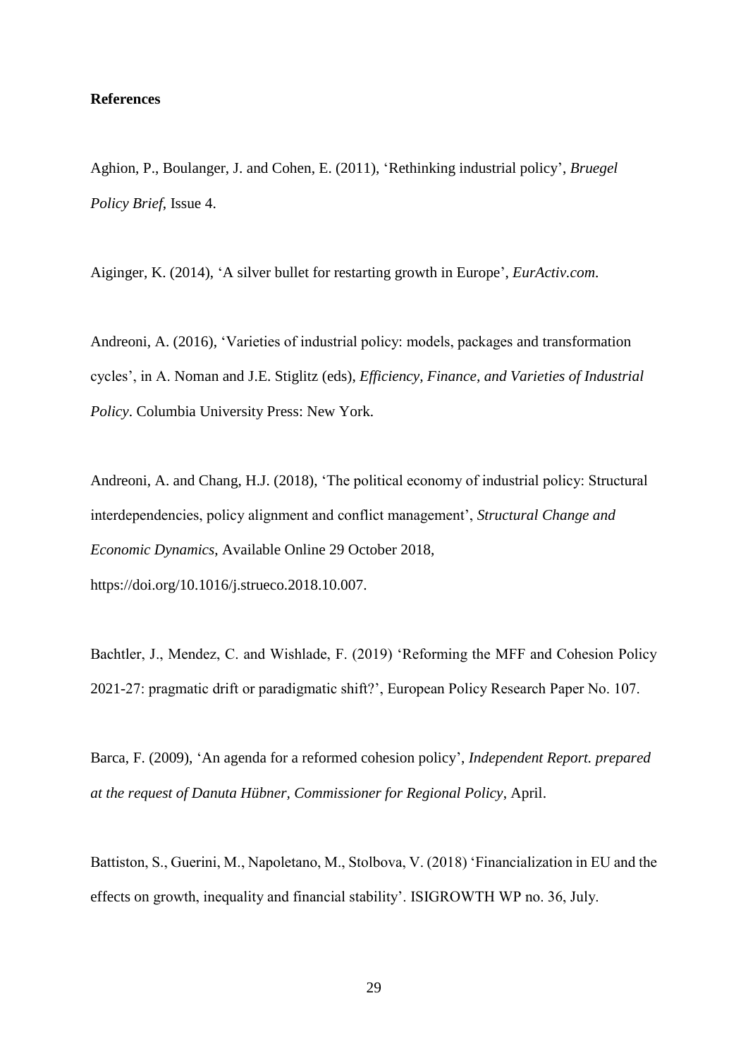**References**

Aghion, P., Boulanger, J. and Cohen, E. (2011), 'Rethinking industrial policy', *Bruegel Policy Brief*, Issue 4.

Aiginger, K. (2014), 'A silver bullet for restarting growth in Europe', *EurActiv.com*.

Andreoni, A. (2016), 'Varieties of industrial policy: models, packages and transformation cycles', in A. Noman and J.E. Stiglitz (eds), *Efficiency, Finance, and Varieties of Industrial Policy*. Columbia University Press: New York.

Andreoni, A. and Chang, H.J. (2018), 'The political economy of industrial policy: Structural interdependencies, policy alignment and conflict management', *Structural Change and Economic Dynamics*, Available Online 29 October 2018, https://doi.org/10.1016/j.strueco.2018.10.007.

Bachtler, J., Mendez, C. and Wishlade, F. (2019) 'Reforming the MFF and Cohesion Policy 2021-27: pragmatic drift or paradigmatic shift?', European Policy Research Paper No. 107.

Barca, F. (2009), 'An agenda for a reformed cohesion policy', *Independent Report. prepared at the request of Danuta Hübner, Commissioner for Regional Policy*, April.

Battiston, S., Guerini, M., Napoletano, M., Stolbova, V. (2018) 'Financialization in EU and the effects on growth, inequality and financial stability'. ISIGROWTH WP no. 36, July.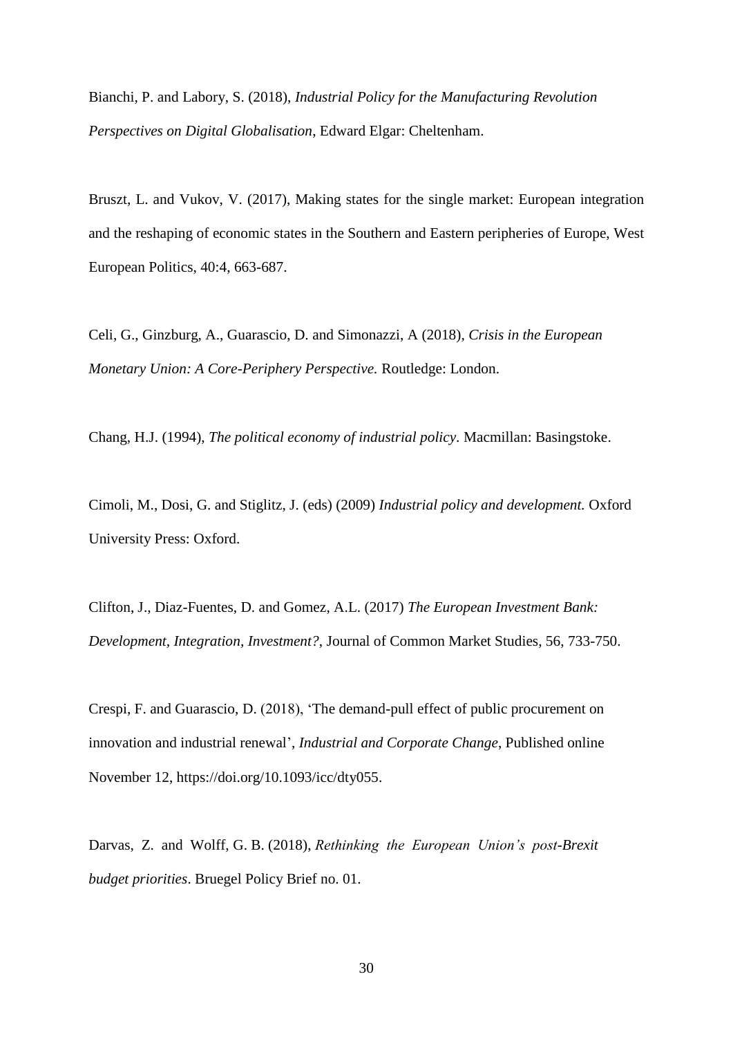Bianchi, P. and Labory, S. (2018), *Industrial Policy for the Manufacturing Revolution Perspectives on Digital Globalisation*, Edward Elgar: Cheltenham.

Bruszt, L. and Vukov, V. (2017), Making states for the single market: European integration and the reshaping of economic states in the Southern and Eastern peripheries of Europe, West European Politics, 40:4, 663-687.

Celi, G., Ginzburg, A., Guarascio, D. and Simonazzi, A (2018), *Crisis in the European Monetary Union: A Core-Periphery Perspective.* Routledge: London.

Chang, H.J. (1994), *The political economy of industrial policy*. Macmillan: Basingstoke.

Cimoli, M., Dosi, G. and Stiglitz, J. (eds) (2009) *Industrial policy and development.* Oxford University Press: Oxford.

Clifton, J., Diaz-Fuentes, D. and Gomez, A.L. (2017) *The European Investment Bank: Development, Integration, Investment?*, Journal of Common Market Studies, 56, 733-750.

Crespi, F. and Guarascio, D. (2018), 'The demand-pull effect of public procurement on innovation and industrial renewal', *Industrial and Corporate Change*, Published online November 12, https://doi.org/10.1093/icc/dty055.

Darvas, Z. and Wolff, G. B. (2018), *Rethinking the European Union's post-Brexit budget priorities*. Bruegel Policy Brief no. 01.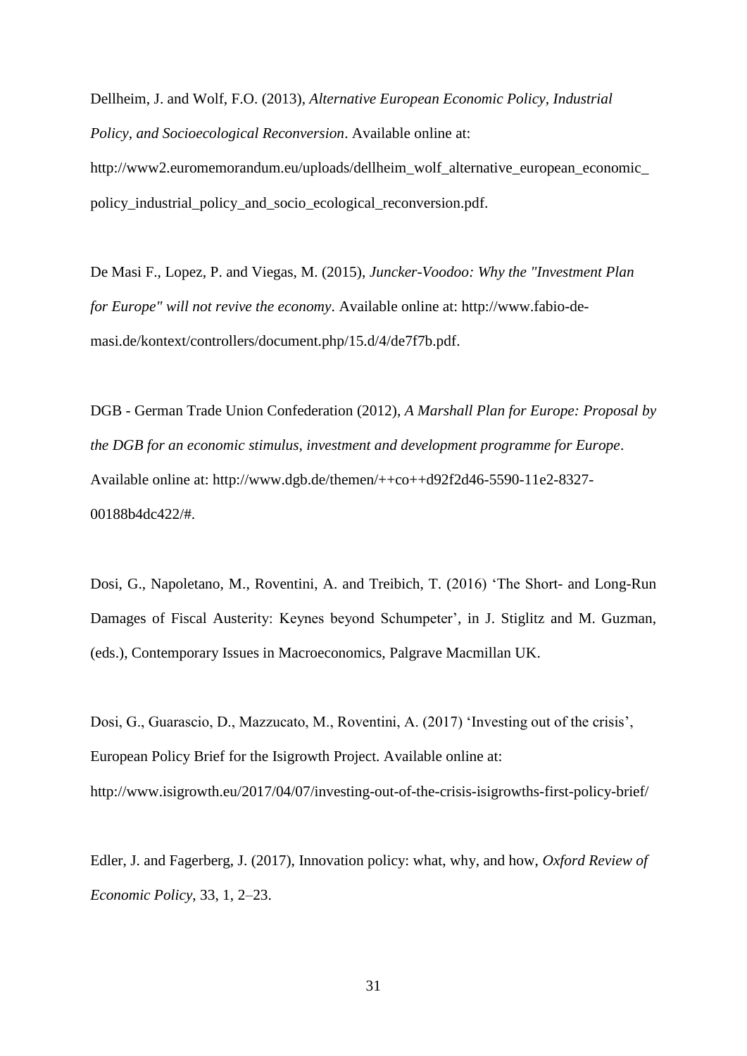Dellheim, J. and Wolf, F.O. (2013), *Alternative European Economic Policy, Industrial Policy, and Socioecological Reconversion*. Available online at: http://www2.euromemorandum.eu/uploads/dellheim_wolf_alternative_european_economic_policy_industrial_policy_and_socio_ecological_reconversion.pdf.

De Masi F., Lopez, P. and Viegas, M. (2015), *Juncker-Voodoo: Why the "Investment Plan for Europe" will not revive the economy*. Available online at: http://www.fabio-de-masi.de/kontext/controllers/document.php/15.d/4/de7f7b.pdf.

DGB - German Trade Union Confederation (2012), *A Marshall Plan for Europe: Proposal by the DGB for an economic stimulus, investment and development programme for Europe*. Available online at: http://www.dgb.de/themen/++co++d92f2d46-5590-11e2-8327-00188b4dc422/#.

Dosi, G., Napoletano, M., Roventini, A. and Treibich, T. (2016) 'The Short- and Long-Run Damages of Fiscal Austerity: Keynes beyond Schumpeter', in J. Stiglitz and M. Guzman, (eds.), Contemporary Issues in Macroeconomics, Palgrave Macmillan UK.

Dosi, G., Guarascio, D., Mazzucato, M., Roventini, A. (2017) 'Investing out of the crisis', European Policy Brief for the Isigrowth Project. Available online at: http://www.isigrowth.eu/2017/04/07/investing-out-of-the-crisis-isigrowths-first-policy-brief/

Edler, J. and Fagerberg, J. (2017), Innovation policy: what, why, and how, *Oxford Review of Economic Policy*, 33, 1, 2–23.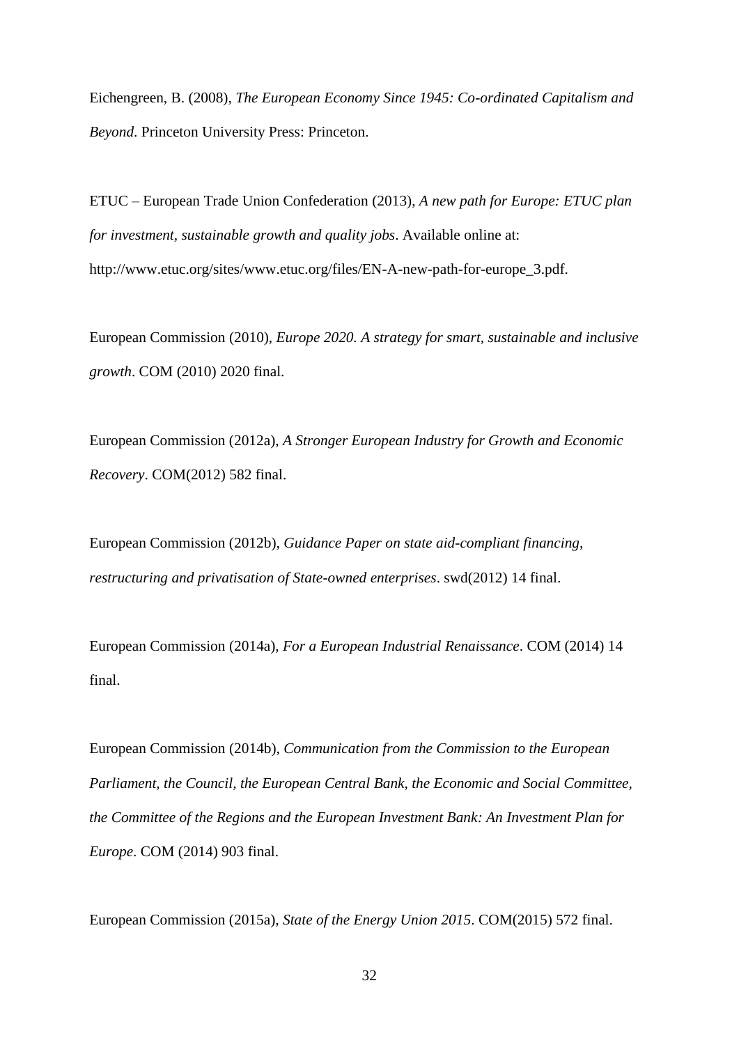Eichengreen, B. (2008), *The European Economy Since 1945: Co-ordinated Capitalism and Beyond*. Princeton University Press: Princeton.

ETUC – European Trade Union Confederation (2013), *A new path for Europe: ETUC plan for investment, sustainable growth and quality jobs*. Available online at: http://www.etuc.org/sites/www.etuc.org/files/EN-A-new-path-for-europe_3.pdf.

European Commission (2010), *Europe 2020. A strategy for smart, sustainable and inclusive growth*. COM (2010) 2020 final.

European Commission (2012a), *A Stronger European Industry for Growth and Economic Recovery*. COM(2012) 582 final.

European Commission (2012b), *Guidance Paper on state aid-compliant financing, restructuring and privatisation of State-owned enterprises*. swd(2012) 14 final.

European Commission (2014a), *For a European Industrial Renaissance*. COM (2014) 14 final.

European Commission (2014b), *Communication from the Commission to the European Parliament, the Council, the European Central Bank, the Economic and Social Committee, the Committee of the Regions and the European Investment Bank: An Investment Plan for Europe*. COM (2014) 903 final.

European Commission (2015a), *State of the Energy Union 2015*. COM(2015) 572 final.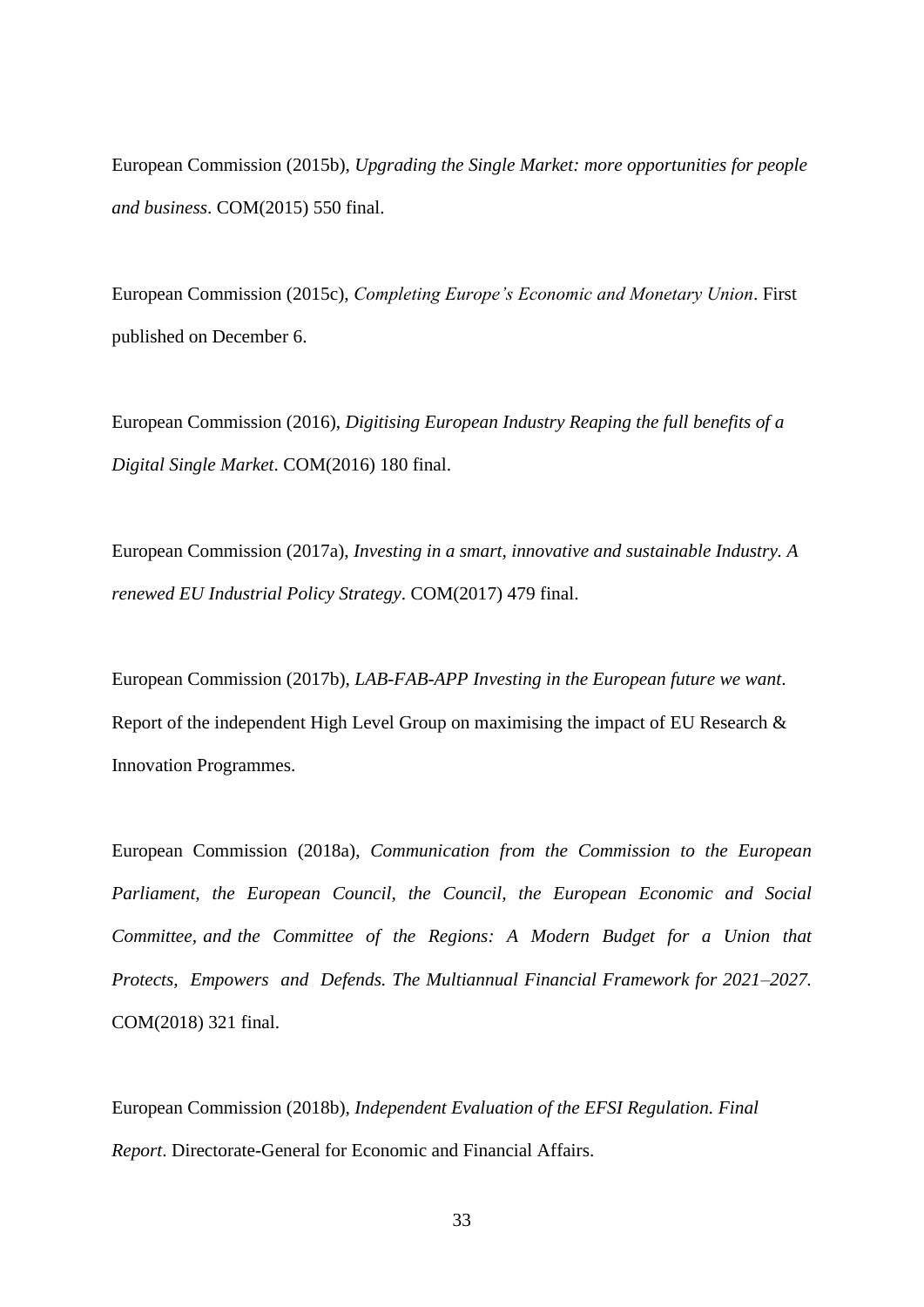European Commission (2015b), *Upgrading the Single Market: more opportunities for people and business*. COM(2015) 550 final.

European Commission (2015c), *Completing Europe's Economic and Monetary Union*. First published on December 6.

European Commission (2016), *Digitising European Industry Reaping the full benefits of a Digital Single Market*. COM(2016) 180 final.

European Commission (2017a), *Investing in a smart, innovative and sustainable Industry. A renewed EU Industrial Policy Strategy*. COM(2017) 479 final.

European Commission (2017b), *LAB-FAB-APP Investing in the European future we want*. Report of the independent High Level Group on maximising the impact of EU Research & Innovation Programmes.

European Commission (2018a), *Communication from the Commission to the European Parliament, the European Council, the Council, the European Economic and Social Committee, and the Committee of the Regions: A Modern Budget for a Union that Protects, Empowers and Defends. The Multiannual Financial Framework for 2021–2027.* COM(2018) 321 final.

European Commission (2018b), *Independent Evaluation of the EFSI Regulation. Final Report*. Directorate-General for Economic and Financial Affairs.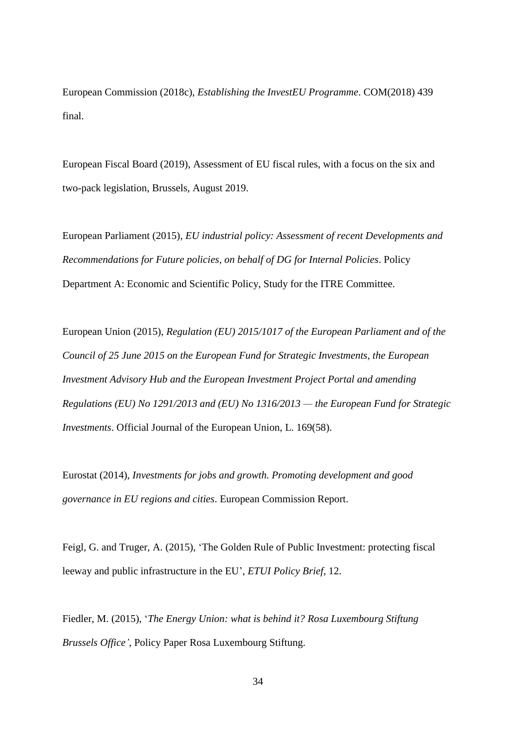European Commission (2018c), *Establishing the InvestEU Programme*. COM(2018) 439 final.

European Fiscal Board (2019), Assessment of EU fiscal rules, with a focus on the six and two-pack legislation, Brussels, August 2019.

European Parliament (2015), *EU industrial policy: Assessment of recent Developments and Recommendations for Future policies, on behalf of DG for Internal Policies*. Policy Department A: Economic and Scientific Policy, Study for the ITRE Committee.

European Union (2015), *Regulation (EU) 2015/1017 of the European Parliament and of the Council of 25 June 2015 on the European Fund for Strategic Investments, the European Investment Advisory Hub and the European Investment Project Portal and amending Regulations (EU) No 1291/2013 and (EU) No 1316/2013 — the European Fund for Strategic Investments*. Official Journal of the European Union, L. 169(58).

Eurostat (2014), *Investments for jobs and growth. Promoting development and good governance in EU regions and cities*. European Commission Report.

Feigl, G. and Truger, A. (2015), 'The Golden Rule of Public Investment: protecting fiscal leeway and public infrastructure in the EU', *ETUI Policy Brief*, 12.

Fiedler, M. (2015), '*The Energy Union: what is behind it? Rosa Luxembourg Stiftung Brussels Office'*, Policy Paper Rosa Luxembourg Stiftung.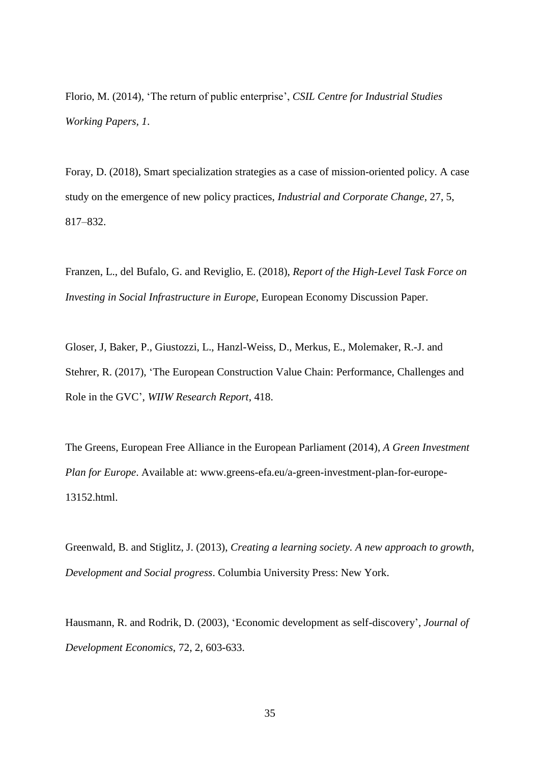Florio, M. (2014), 'The return of public enterprise', *CSIL Centre for Industrial Studies Working Papers, 1*.

Foray, D. (2018), Smart specialization strategies as a case of mission-oriented policy. A case study on the emergence of new policy practices, *Industrial and Corporate Change*, 27, 5, 817–832.

Franzen, L., del Bufalo, G. and Reviglio, E. (2018), *Report of the High-Level Task Force on Investing in Social Infrastructure in Europe*, European Economy Discussion Paper.

Gloser, J, Baker, P., Giustozzi, L., Hanzl-Weiss, D., Merkus, E., Molemaker, R.-J. and Stehrer, R. (2017), 'The European Construction Value Chain: Performance, Challenges and Role in the GVC', *WIIW Research Report*, 418.

The Greens, European Free Alliance in the European Parliament (2014), *A Green Investment Plan for Europe*. Available at: www.greens-efa.eu/a-green-investment-plan-for-europe-13152.html.

Greenwald, B. and Stiglitz, J. (2013), *Creating a learning society. A new approach to growth, Development and Social progress*. Columbia University Press: New York.

Hausmann, R. and Rodrik, D. (2003), 'Economic development as self-discovery', *Journal of Development Economics*, 72, 2, 603-633.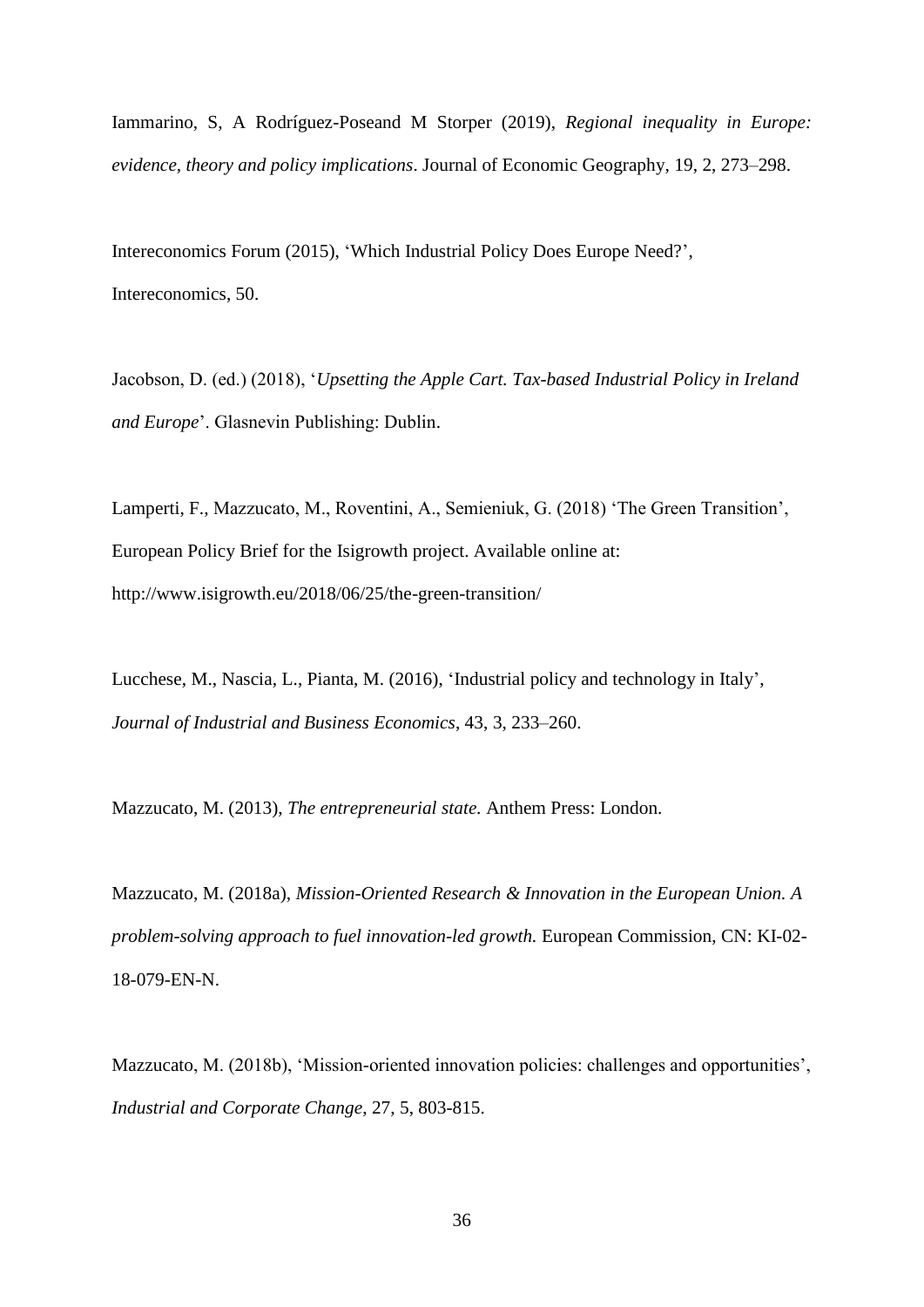Iammarino, S, A Rodríguez-Poseand M Storper (2019), *Regional inequality in Europe: evidence, theory and policy implications*. Journal of Economic Geography, 19, 2, 273–298.

Intereconomics Forum (2015), 'Which Industrial Policy Does Europe Need?', Intereconomics, 50.

Jacobson, D. (ed.) (2018), '*Upsetting the Apple Cart. Tax-based Industrial Policy in Ireland and Europe*'. Glasnevin Publishing: Dublin.

Lamperti, F., Mazzucato, M., Roventini, A., Semieniuk, G. (2018) 'The Green Transition', European Policy Brief for the Isigrowth project. Available online at: http://www.isigrowth.eu/2018/06/25/the-green-transition/

Lucchese, M., Nascia, L., Pianta, M. (2016), 'Industrial policy and technology in Italy', *Journal of Industrial and Business Economics*, 43, 3, 233–260.

Mazzucato, M. (2013), *The entrepreneurial state.* Anthem Press: London.

Mazzucato, M. (2018a), *Mission-Oriented Research & Innovation in the European Union. A problem-solving approach to fuel innovation-led growth.* European Commission, CN: KI-02-18-079-EN-N.

Mazzucato, M. (2018b), 'Mission-oriented innovation policies: challenges and opportunities', *Industrial and Corporate Change*, 27, 5, 803-815.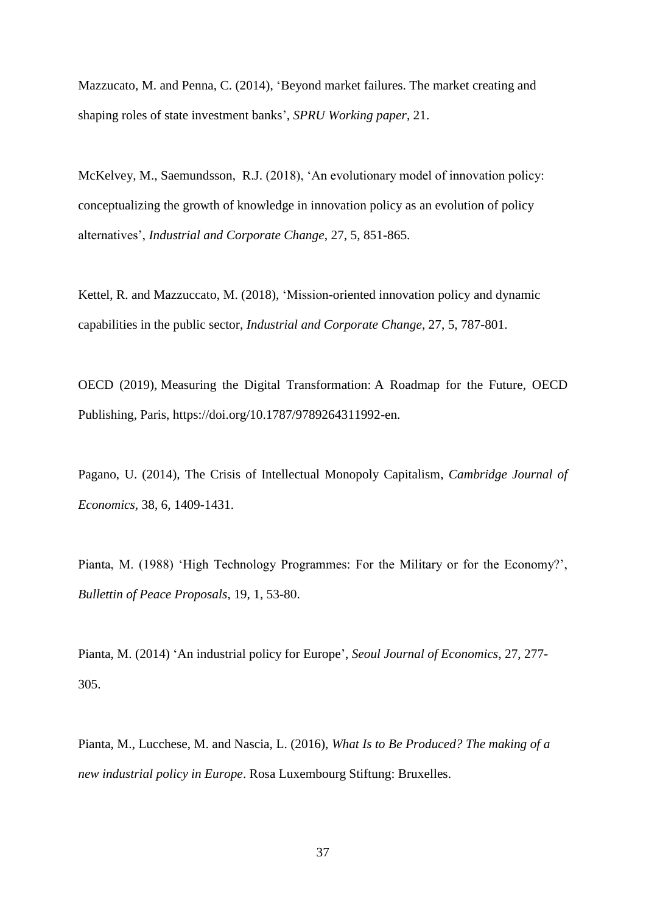Mazzucato, M. and Penna, C. (2014), 'Beyond market failures. The market creating and shaping roles of state investment banks', *SPRU Working paper*, 21.

McKelvey, M., Saemundsson, R.J. (2018), 'An evolutionary model of innovation policy: conceptualizing the growth of knowledge in innovation policy as an evolution of policy alternatives', *Industrial and Corporate Change*, 27, 5, 851-865.

Kettel, R. and Mazzuccato, M. (2018), 'Mission-oriented innovation policy and dynamic capabilities in the public sector, *Industrial and Corporate Change*, 27, 5, 787-801.

OECD (2019), Measuring the Digital Transformation: A Roadmap for the Future, OECD Publishing, Paris, https://doi.org/10.1787/9789264311992-en.

Pagano, U. (2014), The Crisis of Intellectual Monopoly Capitalism, *Cambridge Journal of Economics*, 38, 6, 1409-1431.

Pianta, M. (1988) 'High Technology Programmes: For the Military or for the Economy?', *Bullettin of Peace Proposals*, 19, 1, 53-80.

Pianta, M. (2014) 'An industrial policy for Europe', *Seoul Journal of Economics*, 27, 277-305.

Pianta, M., Lucchese, M. and Nascia, L. (2016), *What Is to Be Produced? The making of a new industrial policy in Europe*. Rosa Luxembourg Stiftung: Bruxelles.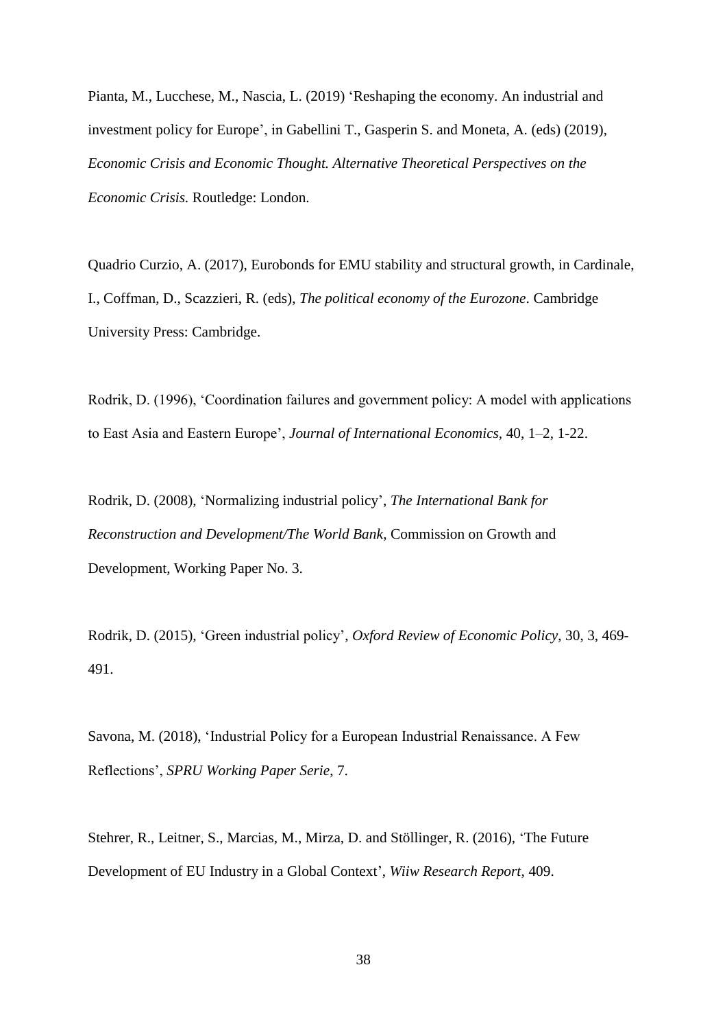Pianta, M., Lucchese, M., Nascia, L. (2019) 'Reshaping the economy. An industrial and investment policy for Europe', in Gabellini T., Gasperin S. and Moneta, A. (eds) (2019), *Economic Crisis and Economic Thought. Alternative Theoretical Perspectives on the Economic Crisis.* Routledge: London.

Quadrio Curzio, A. (2017), Eurobonds for EMU stability and structural growth, in Cardinale, I., Coffman, D., Scazzieri, R. (eds), *The political economy of the Eurozone*. Cambridge University Press: Cambridge.

Rodrik, D. (1996), 'Coordination failures and government policy: A model with applications to East Asia and Eastern Europe', *Journal of International Economics*, 40, 1–2, 1-22.

Rodrik, D. (2008), 'Normalizing industrial policy', *The International Bank for Reconstruction and Development/The World Bank*, Commission on Growth and Development, Working Paper No. 3.

Rodrik, D. (2015), 'Green industrial policy', *Oxford Review of Economic Policy*, 30, 3, 469-491.

Savona, M. (2018), 'Industrial Policy for a European Industrial Renaissance. A Few Reflections', *SPRU Working Paper Serie*, 7.

Stehrer, R., Leitner, S., Marcias, M., Mirza, D. and Stöllinger, R. (2016), 'The Future Development of EU Industry in a Global Context', *Wiiw Research Report*, 409.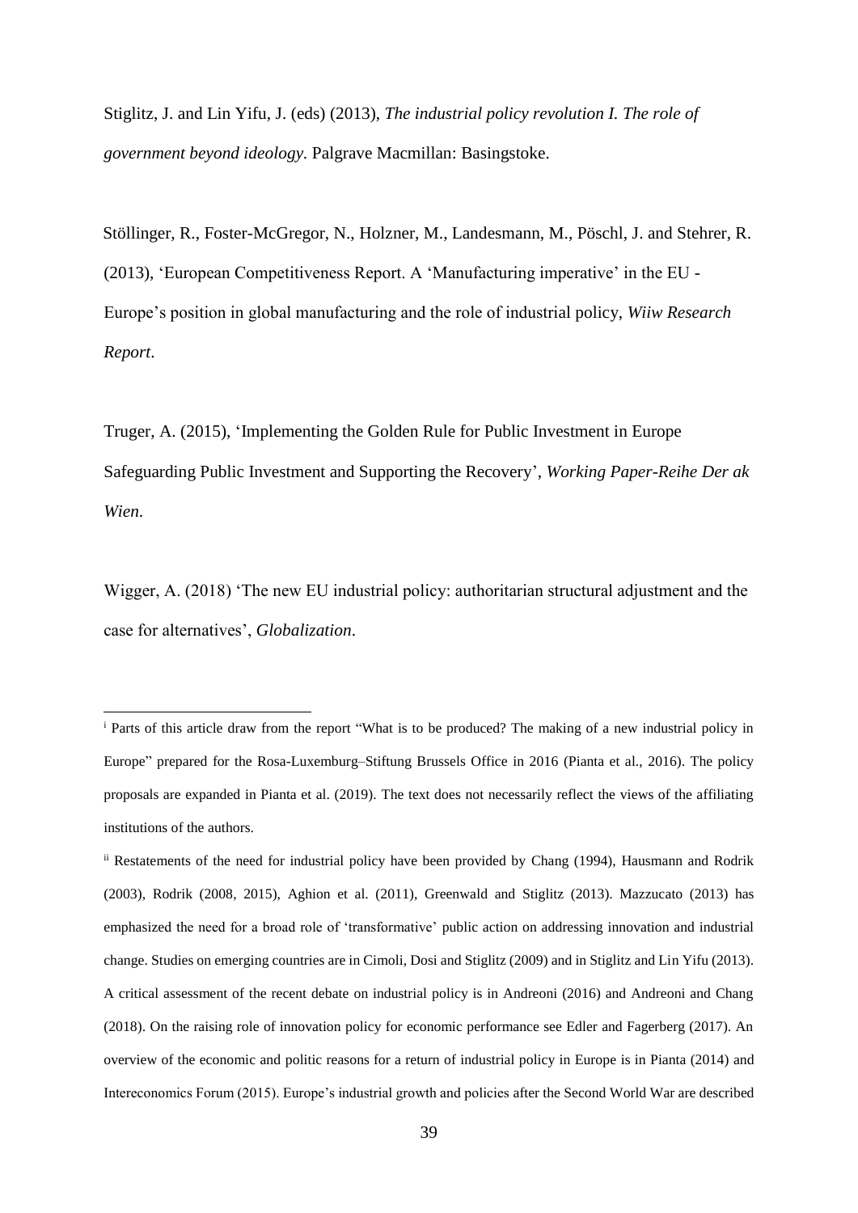Stiglitz, J. and Lin Yifu, J. (eds) (2013), *The industrial policy revolution I. The role of government beyond ideology*. Palgrave Macmillan: Basingstoke.

Stöllinger, R., Foster-McGregor, N., Holzner, M., Landesmann, M., Pöschl, J. and Stehrer, R. (2013), 'European Competitiveness Report. A 'Manufacturing imperative' in the EU - Europe's position in global manufacturing and the role of industrial policy, *Wiiw Research Report*.

Truger, A. (2015), 'Implementing the Golden Rule for Public Investment in Europe Safeguarding Public Investment and Supporting the Recovery', *Working Paper-Reihe Der ak Wien*.

Wigger, A. (2018) 'The new EU industrial policy: authoritarian structural adjustment and the case for alternatives', *Globalization*.

---

[i] Parts of this article draw from the report "What is to be produced? The making of a new industrial policy in Europe" prepared for the Rosa-Luxemburg–Stiftung Brussels Office in 2016 (Pianta et al., 2016). The policy proposals are expanded in Pianta et al. (2019). The text does not necessarily reflect the views of the affiliating institutions of the authors.

[ii] Restatements of the need for industrial policy have been provided by Chang (1994), Hausmann and Rodrik (2003), Rodrik (2008, 2015), Aghion et al. (2011), Greenwald and Stiglitz (2013). Mazzucato (2013) has emphasized the need for a broad role of 'transformative' public action on addressing innovation and industrial change. Studies on emerging countries are in Cimoli, Dosi and Stiglitz (2009) and in Stiglitz and Lin Yifu (2013). A critical assessment of the recent debate on industrial policy is in Andreoni (2016) and Andreoni and Chang (2018). On the raising role of innovation policy for economic performance see Edler and Fagerberg (2017). An overview of the economic and politic reasons for a return of industrial policy in Europe is in Pianta (2014) and Intereconomics Forum (2015). Europe's industrial growth and policies after the Second World War are described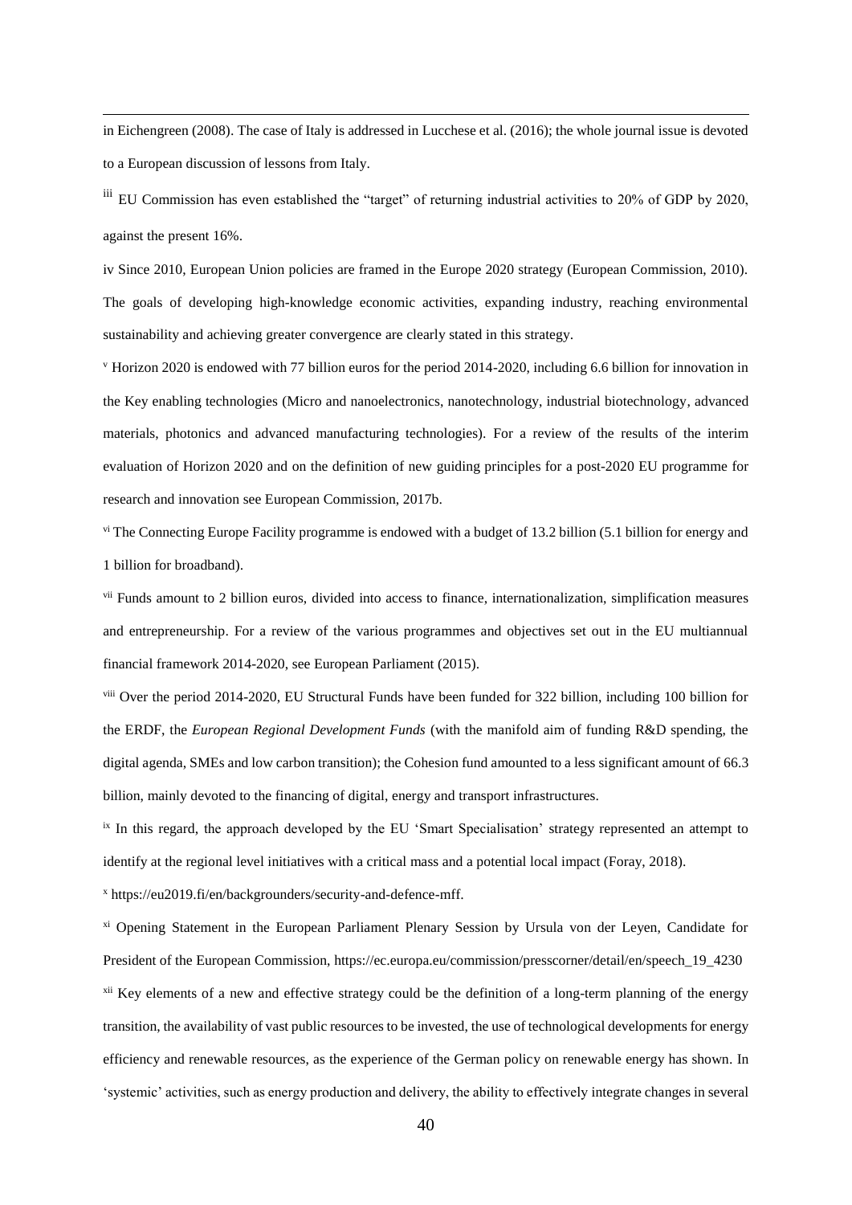in Eichengreen (2008). The case of Italy is addressed in Lucchese et al. (2016); the whole journal issue is devoted to a European discussion of lessons from Italy.

[iii] EU Commission has even established the "target" of returning industrial activities to 20% of GDP by 2020, against the present 16%.

iv Since 2010, European Union policies are framed in the Europe 2020 strategy (European Commission, 2010). The goals of developing high-knowledge economic activities, expanding industry, reaching environmental sustainability and achieving greater convergence are clearly stated in this strategy.

[v] Horizon 2020 is endowed with 77 billion euros for the period 2014-2020, including 6.6 billion for innovation in the Key enabling technologies (Micro and nanoelectronics, nanotechnology, industrial biotechnology, advanced materials, photonics and advanced manufacturing technologies). For a review of the results of the interim evaluation of Horizon 2020 and on the definition of new guiding principles for a post-2020 EU programme for research and innovation see European Commission, 2017b.

[vi] The Connecting Europe Facility programme is endowed with a budget of 13.2 billion (5.1 billion for energy and 1 billion for broadband).

[vii] Funds amount to 2 billion euros, divided into access to finance, internationalization, simplification measures and entrepreneurship. For a review of the various programmes and objectives set out in the EU multiannual financial framework 2014-2020, see European Parliament (2015).

[viii] Over the period 2014-2020, EU Structural Funds have been funded for 322 billion, including 100 billion for the ERDF, the *European Regional Development Funds* (with the manifold aim of funding R&D spending, the digital agenda, SMEs and low carbon transition); the Cohesion fund amounted to a less significant amount of 66.3 billion, mainly devoted to the financing of digital, energy and transport infrastructures.

[ix] In this regard, the approach developed by the EU 'Smart Specialisation' strategy represented an attempt to identify at the regional level initiatives with a critical mass and a potential local impact (Foray, 2018).

[x] https://eu2019.fi/en/backgrounders/security-and-defence-mff.

[xi] Opening Statement in the European Parliament Plenary Session by Ursula von der Leyen, Candidate for President of the European Commission, https://ec.europa.eu/commission/presscorner/detail/en/speech_19_4230

[xii] Key elements of a new and effective strategy could be the definition of a long-term planning of the energy transition, the availability of vast public resources to be invested, the use of technological developments for energy efficiency and renewable resources, as the experience of the German policy on renewable energy has shown. In 'systemic' activities, such as energy production and delivery, the ability to effectively integrate changes in several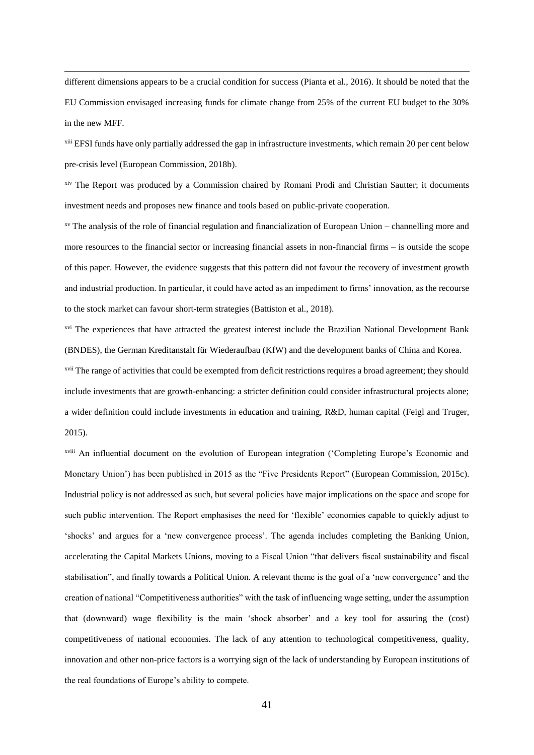different dimensions appears to be a crucial condition for success (Pianta et al., 2016). It should be noted that the EU Commission envisaged increasing funds for climate change from 25% of the current EU budget to the 30% in the new MFF.

[xiii] EFSI funds have only partially addressed the gap in infrastructure investments, which remain 20 per cent below pre-crisis level (European Commission, 2018b).

[xiv] The Report was produced by a Commission chaired by Romani Prodi and Christian Sautter; it documents investment needs and proposes new finance and tools based on public-private cooperation.

[xv] The analysis of the role of financial regulation and financialization of European Union – channelling more and more resources to the financial sector or increasing financial assets in non-financial firms – is outside the scope of this paper. However, the evidence suggests that this pattern did not favour the recovery of investment growth and industrial production. In particular, it could have acted as an impediment to firms' innovation, as the recourse to the stock market can favour short-term strategies (Battiston et al., 2018).

[xvi] The experiences that have attracted the greatest interest include the Brazilian National Development Bank (BNDES), the German Kreditanstalt für Wiederaufbau (KfW) and the development banks of China and Korea.

[xvii] The range of activities that could be exempted from deficit restrictions requires a broad agreement; they should include investments that are growth-enhancing: a stricter definition could consider infrastructural projects alone; a wider definition could include investments in education and training, R&D, human capital (Feigl and Truger, 2015).

[xviii] An influential document on the evolution of European integration ('Completing Europe's Economic and Monetary Union') has been published in 2015 as the "Five Presidents Report" (European Commission, 2015c). Industrial policy is not addressed as such, but several policies have major implications on the space and scope for such public intervention. The Report emphasises the need for 'flexible' economies capable to quickly adjust to 'shocks' and argues for a 'new convergence process'. The agenda includes completing the Banking Union, accelerating the Capital Markets Unions, moving to a Fiscal Union "that delivers fiscal sustainability and fiscal stabilisation", and finally towards a Political Union. A relevant theme is the goal of a 'new convergence' and the creation of national "Competitiveness authorities" with the task of influencing wage setting, under the assumption that (downward) wage flexibility is the main 'shock absorber' and a key tool for assuring the (cost) competitiveness of national economies. The lack of any attention to technological competitiveness, quality, innovation and other non-price factors is a worrying sign of the lack of understanding by European institutions of the real foundations of Europe's ability to compete.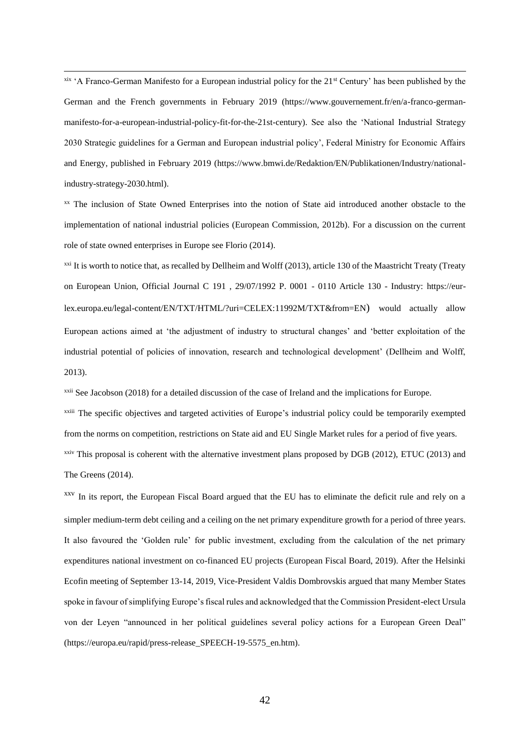[xix] 'A Franco-German Manifesto for a European industrial policy for the 21[st] Century' has been published by the German and the French governments in February 2019 (https://www.gouvernement.fr/en/a-franco-german-manifesto-for-a-european-industrial-policy-fit-for-the-21st-century). See also the 'National Industrial Strategy 2030 Strategic guidelines for a German and European industrial policy', Federal Ministry for Economic Affairs and Energy, published in February 2019 (https://www.bmwi.de/Redaktion/EN/Publikationen/Industry/national-industry-strategy-2030.html).

[xx] The inclusion of State Owned Enterprises into the notion of State aid introduced another obstacle to the implementation of national industrial policies (European Commission, 2012b). For a discussion on the current role of state owned enterprises in Europe see Florio (2014).

[xxi] It is worth to notice that, as recalled by Dellheim and Wolff (2013), article 130 of the Maastricht Treaty (Treaty on European Union, Official Journal C 191 , 29/07/1992 P. 0001 - 0110 Article 130 - Industry: https://eur-lex.europa.eu/legal-content/EN/TXT/HTML/?uri=CELEX:11992M/TXT&from=EN) would actually allow European actions aimed at 'the adjustment of industry to structural changes' and 'better exploitation of the industrial potential of policies of innovation, research and technological development' (Dellheim and Wolff, 2013).

[xxii] See Jacobson (2018) for a detailed discussion of the case of Ireland and the implications for Europe.

[xxiii] The specific objectives and targeted activities of Europe's industrial policy could be temporarily exempted from the norms on competition, restrictions on State aid and EU Single Market rules for a period of five years.

[xxiv] This proposal is coherent with the alternative investment plans proposed by DGB (2012), ETUC (2013) and The Greens (2014).

[xxv] In its report, the European Fiscal Board argued that the EU has to eliminate the deficit rule and rely on a simpler medium-term debt ceiling and a ceiling on the net primary expenditure growth for a period of three years. It also favoured the 'Golden rule' for public investment, excluding from the calculation of the net primary expenditures national investment on co-financed EU projects (European Fiscal Board, 2019). After the Helsinki Ecofin meeting of September 13-14, 2019, Vice-President Valdis Dombrovskis argued that many Member States spoke in favour of simplifying Europe's fiscal rules and acknowledged that the Commission President-elect Ursula von der Leyen "announced in her political guidelines several policy actions for a European Green Deal" (https://europa.eu/rapid/press-release_SPEECH-19-5575_en.htm).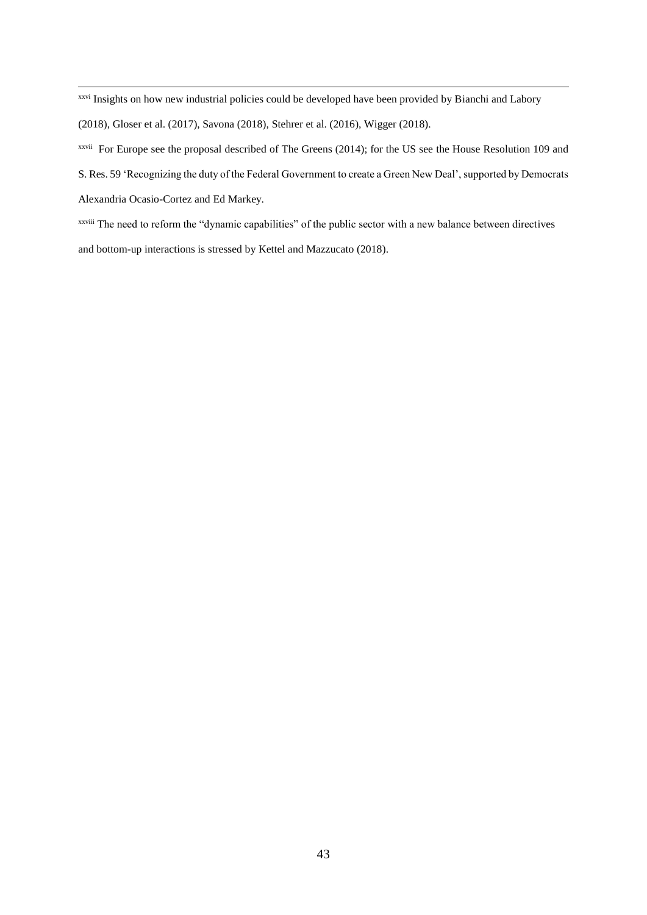[xxvi] Insights on how new industrial policies could be developed have been provided by Bianchi and Labory (2018), Gloser et al. (2017), Savona (2018), Stehrer et al. (2016), Wigger (2018).

[xxvii] For Europe see the proposal described of The Greens (2014); for the US see the House Resolution 109 and S. Res. 59 'Recognizing the duty of the Federal Government to create a Green New Deal', supported by Democrats Alexandria Ocasio-Cortez and Ed Markey.

[xxviii] The need to reform the "dynamic capabilities" of the public sector with a new balance between directives and bottom-up interactions is stressed by Kettel and Mazzucato (2018).